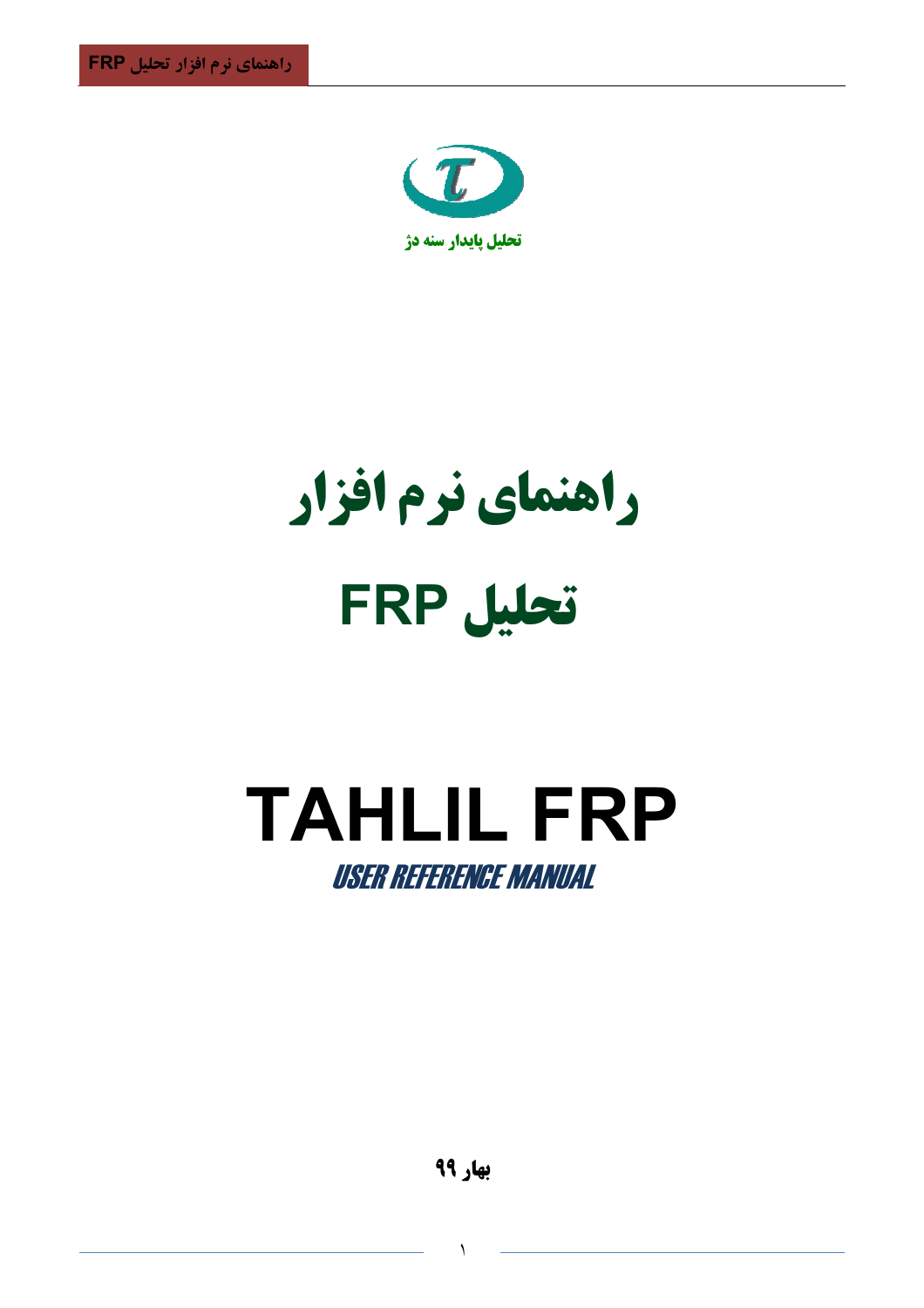تحلیل پایدار سنه دژ

# راهنمای نرم افزار

# تحلیل FRP

# TAHLIL FRP

*USER REFERENCE MANUAL*

**بهار ۹۹**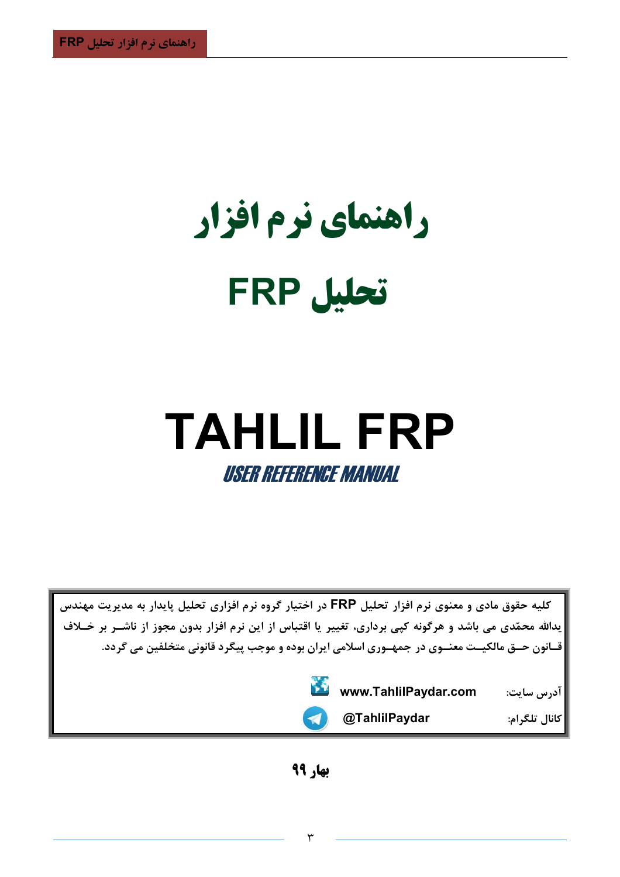# راهنمای نرم افزار

# تحلیل FRP

# TAHLIL FRP

## *USER REFERENCE MANUAL*

**کلیه حقوق مادی و معنوی نرم افزار تحلیل FRP در اختیار گروه نرم افزاری تحلیل پایدار به مدیریت مهندس یدالله محمّدی می باشد و هرگونه کپی برداری، تغییر یا اقتباس از این نرم افزار بدون مجوز از ناشر بر خلاف قانون حق مالکیت معنوی در جمهوری اسلامی ایران بوده و موجب پیگرد قانونی متخلفین می گردد.**

آدرس سایت: **www.TahlilPaydar.com**

کانال تلگرام: **@TahlilPaydar**

**بهار ۹۹**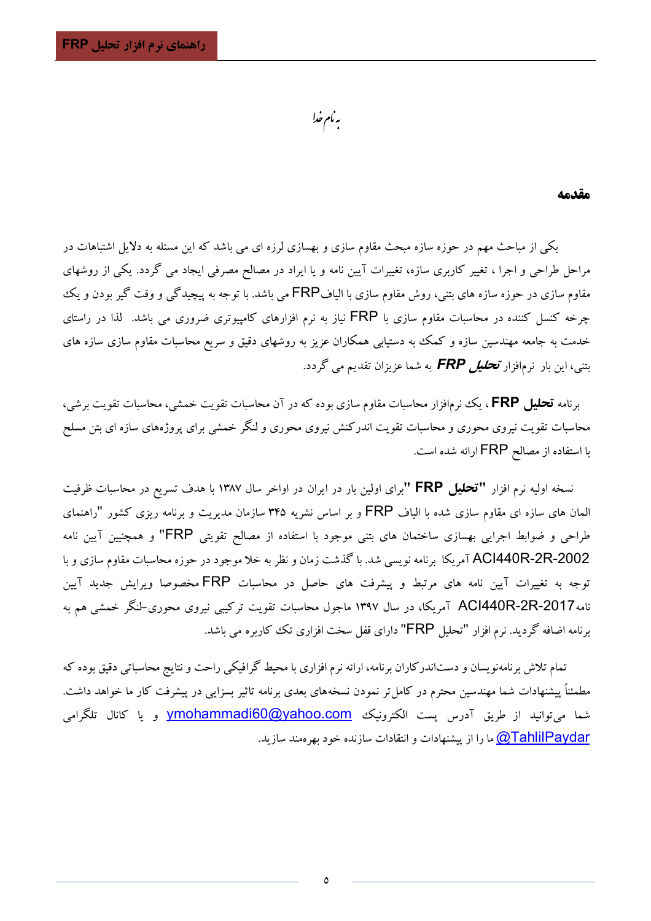به نام خدا

## مقدمه

یکی از مباحث مهم در حوزه سازه مبحث مقاوم سازی و بهسازی لرزه ای می باشد که این مسئله به دلایل اشتباهات در مراحل طراحی و اجرا ، تغییر کاربری سازه، تغییرات آیین نامه و یا ایراد در مصالح مصرفی ایجاد می گردد. یکی از روشهای مقاوم سازی در حوزه سازه های بتنی، روش مقاوم سازی با الیاف FRP می باشد. با توجه به پیچیدگی و وقت گیر بودن و یک چرخه کسل کننده در محاسبات مقاوم سازی با FRP نیاز به نرم افزارهای کامپیوتری ضروری می باشد. لذا در راستای خدمت به جامعه مهندسین سازه و کمک به دستیابی همکاران عزیز به روشهای دقیق و سریع محاسبات مقاوم سازی سازه های بتنی، این بار نرم‌افزار ***تحلیل FRP*** به شما عزیزان تقدیم می گردد.

برنامه **تحلیل FRP** ، یک نرم‌افزار محاسبات مقاوم سازی بوده که در آن محاسبات تقویت خمشی، محاسبات تقویت برشی، محاسبات تقویت نیروی محوری و محاسبات تقویت اندرکنش نیروی محوری و لنگر خمشی برای پروژه‌های سازه ای بتن مسلح با استفاده از مصالح FRP ارائه شده است.

نسخه اولیه نرم افزار "**تحلیل FRP** "برای اولین بار در ایران در اواخر سال ۱۳۸۷ با هدف تسریع در محاسبات ظرفیت المان های سازه ای مقاوم سازی شده با الیاف FRP و بر اساس نشریه ۳۴۵ سازمان مدیریت و برنامه ریزی کشور "راهنمای طراحی و ضوابط اجرایی بهسازی ساختمان های بتنی موجود با استفاده از مصالح تقویتی FRP" و همچنین آیین نامه ACI440R-2R-2002 آمریکا برنامه نویسی شد. با گذشت زمان و نظر به خلا موجود در حوزه محاسبات مقاوم سازی و با توجه به تغییرات آیین نامه های مرتبط و پیشرفت های حاصل در محاسبات FRP مخصوصا ویرایش جدید آیین نامهACI440R-2R-2017 آمریکا، در سال ۱۳۹۷ ماجول محاسبات تقویت ترکیبی نیروی محوری-لنگر خمشی هم به برنامه اضافه گردید. نرم افزار "تحلیل FRP" دارای قفل سخت افزاری تک کاربره می باشد.

تمام تلاش برنامه‌نویسان و دست‌اندرکاران برنامه، ارائه نرم افزاری با محیط گرافیکی راحت و نتایج محاسباتی دقیق بوده که مطمئناً پیشنهادات شما مهندسین محترم در کامل‌تر نمودن نسخه‌های بعدی برنامه تاثیر بسزایی در پیشرفت کار ما خواهد داشت. شما می‌توانید از طریق آدرس پست الکترونیک ymohammadi60@yahoo.com و یا کانال تلگرامی @TahlilPaydar ما را از پیشنهادات و انتقادات سازنده خود بهره‌مند سازید.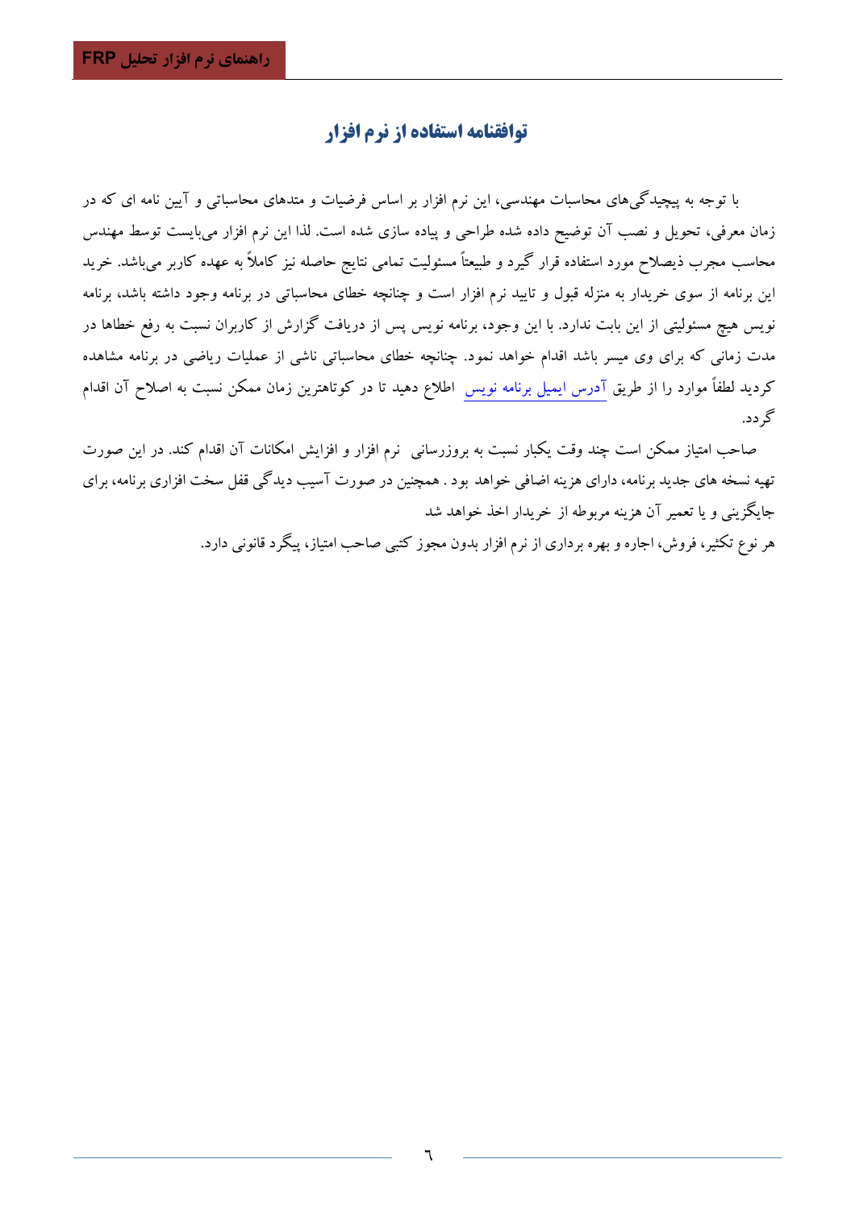# توافقنامه استفاده از نرم افزار

با توجه به پیچیدگی‌های محاسبات مهندسی، این نرم افزار بر اساس فرضیات و متدهای محاسباتی و آیین نامه ای که در زمان معرفی، تحویل و نصب آن توضیح داده شده طراحی و پیاده سازی شده است. لذا این نرم افزار می‌بایست توسط مهندس محاسب مجرب ذیصلاح مورد استفاده قرار گیرد و طبیعتاً مسئولیت تمامی نتایج حاصله نیز کاملاً به عهده کاربر می‌باشد. خرید این برنامه از سوی خریدار به منزله قبول و تایید نرم افزار است و چنانچه خطای محاسباتی در برنامه وجود داشته باشد، برنامه نویس هیچ مسئولیتی از این بابت ندارد. با این وجود، برنامه نویس پس از دریافت گزارش از کاربران نسبت به رفع خطاها در مدت زمانی که برای وی میسر باشد اقدام خواهد نمود. چنانچه خطای محاسباتی ناشی از عملیات ریاضی در برنامه مشاهده گردید لطفاً موارد را از طریق آدرس ایمیل برنامه نویس اطلاع دهید تا در کوتاهترین زمان ممکن نسبت به اصلاح آن اقدام گردد.

صاحب امتیاز ممکن است چند وقت یکبار نسبت به بروزرسانی نرم افزار و افزایش امکانات آن اقدام کند. در این صورت تهیه نسخه های جدید برنامه، دارای هزینه اضافی خواهد بود . همچنین در صورت آسیب دیدگی قفل سخت افزاری برنامه، برای جایگزینی و یا تعمیر آن هزینه مربوطه از خریدار اخذ خواهد شد

هر نوع تکثیر، فروش، اجاره و بهره برداری از نرم افزار بدون مجوز کتبی صاحب امتیاز، پیگرد قانونی دارد.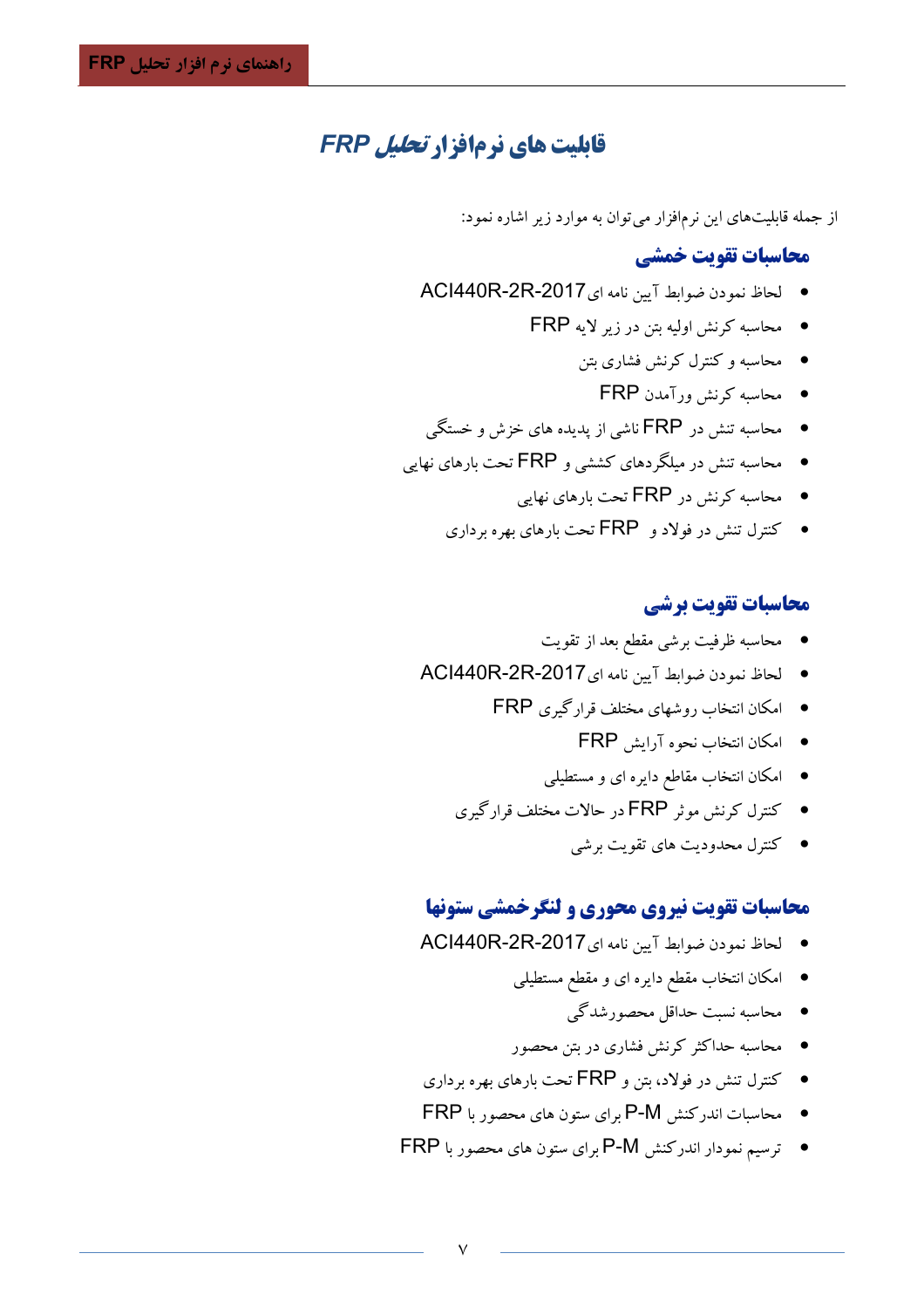# قابلیت های نرم‌افزار تحلیل FRP

از جمله قابلیت‌های این نرم‌افزار می‌توان به موارد زیر اشاره نمود:

## محاسبات تقویت خمشی

- لحاظ نمودن ضوابط آیین نامه ای ACI440R-2R-2017
- محاسبه کرنش اولیه بتن در زیر لایه FRP
- محاسبه و کنترل کرنش فشاری بتن
- محاسبه کرنش ورآمدن FRP
- محاسبه تنش در FRP ناشی از پدیده های خزش و خستگی
- محاسبه تنش در میلگردهای کششی و FRP تحت بارهای نهایی
- محاسبه کرنش در FRP تحت بارهای نهایی
- کنترل تنش در فولاد و FRP تحت بارهای بهره برداری

## محاسبات تقویت برشی

- محاسبه ظرفیت برشی مقطع بعد از تقویت
- لحاظ نمودن ضوابط آیین نامه ای ACI440R-2R-2017
- امکان انتخاب روشهای مختلف قرارگیری FRP
- امکان انتخاب نحوه آرایش FRP
- امکان انتخاب مقاطع دایره ای و مستطیلی
- کنترل کرنش موثر FRP در حالات مختلف قرارگیری
- کنترل محدودیت های تقویت برشی

## محاسبات تقویت نیروی محوری و لنگرخمشی ستونها

- لحاظ نمودن ضوابط آیین نامه ای ACI440R-2R-2017
- امکان انتخاب مقطع دایره ای و مقطع مستطیلی
- محاسبه نسبت حداقل محصورشدگی
- محاسبه حداکثر کرنش فشاری در بتن محصور
- کنترل تنش در فولاد، بتن و FRP تحت بارهای بهره برداری
- محاسبات اندرکنش P-M برای ستون های محصور با FRP
- ترسیم نمودار اندرکنش P-M برای ستون های محصور با FRP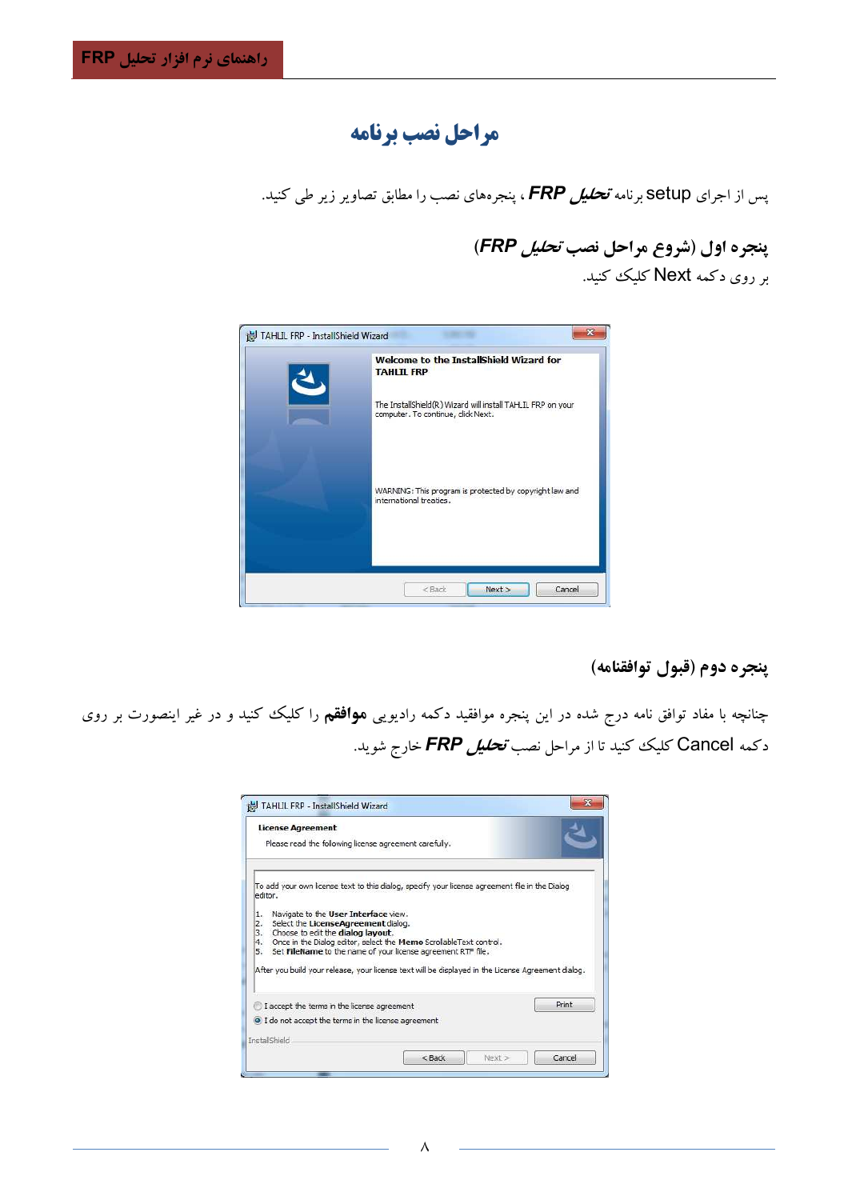# مراحل نصب برنامه

پس از اجرای setup برنامه ***تحلیل FRP*** ، پنجره‌های نصب را مطابق تصاویر زیر طی کنید.

### پنجره اول (شروع مراحل نصب *تحلیل FRP*)

بر روی دکمه Next کلیک کنید.

### پنجره دوم (قبول توافقنامه)

چنانچه با مفاد توافق نامه درج شده در این پنجره موافقید دکمه رادیویی **موافقم** را کلیک کنید و در غیر اینصورت بر روی دکمه Cancel کلیک کنید تا از مراحل نصب ***تحلیل FRP*** خارج شوید.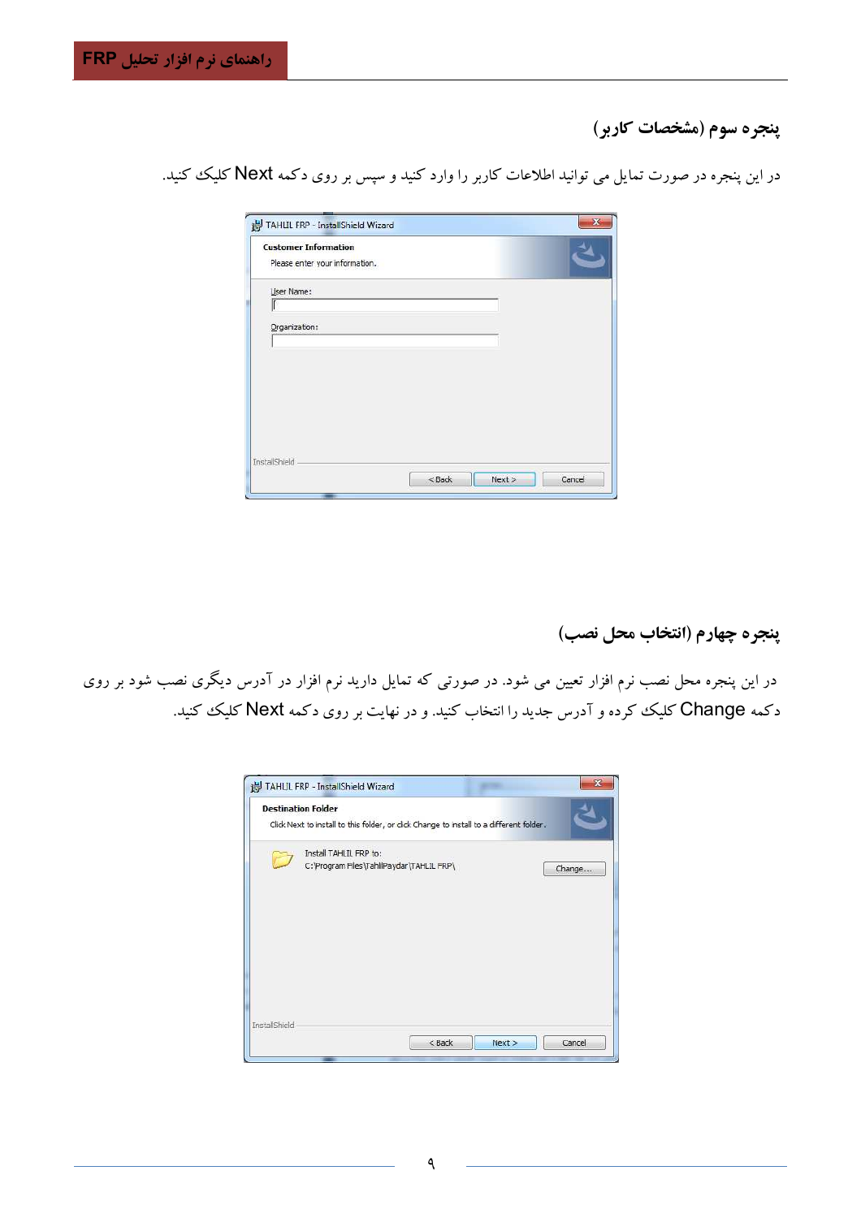### پنجره سوم (مشخصات کاربر)

در این پنجره در صورت تمایل می توانید اطلاعات کاربر را وارد کنید و سپس بر روی دکمه Next کلیک کنید.

### پنجره چهارم (انتخاب محل نصب)

در این پنجره محل نصب نرم افزار تعیین می شود. در صورتی که تمایل دارید نرم افزار در آدرس دیگری نصب شود بر روی دکمه Change کلیک کرده و آدرس جدید را انتخاب کنید. و در نهایت بر روی دکمه Next کلیک کنید.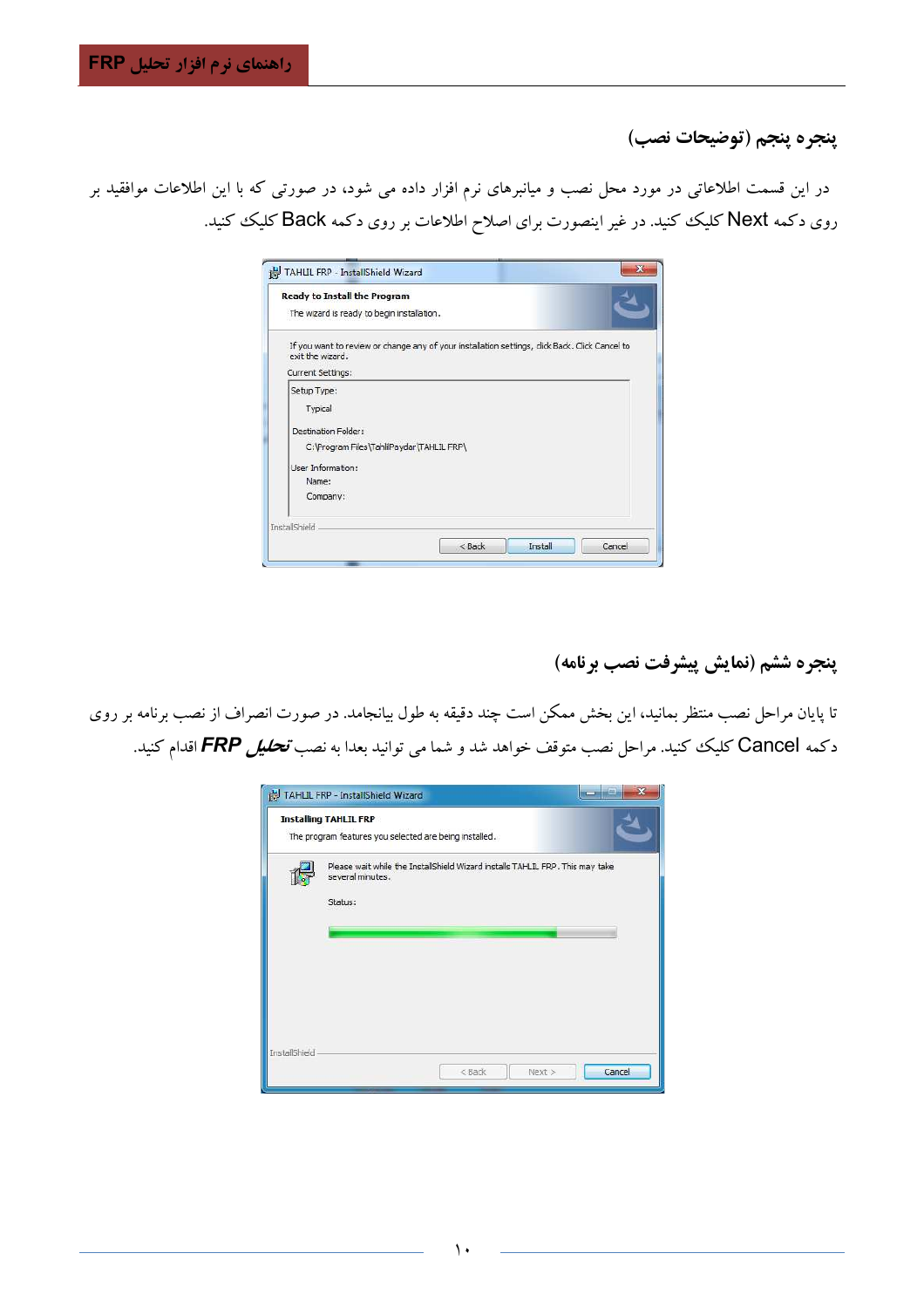## پنجره پنجم (توضیحات نصب)

در این قسمت اطلاعاتی در مورد محل نصب و میانبرهای نرم افزار داده می شود، در صورتی که با این اطلاعات موافقید بر روی دکمه Next کلیک کنید. در غیر اینصورت برای اصلاح اطلاعات بر روی دکمه Back کلیک کنید.

TAHLIL FRP - InstallShield Wizard

**Ready to Install the Program**

The wizard is ready to begin installation.

If you want to review or change any of your installation settings, click Back. Click Cancel to exit the wizard.

Current Settings:

Setup Type:
Typical

Destination Folder:
C:\Program Files\TahlilPaydar\TAHLIL FRP\

User Information:
Name:
Company:

InstallShield

< Back | Install | Cancel

## پنجره ششم (نمایش پیشرفت نصب برنامه)

تا پایان مراحل نصب منتظر بمانید، این بخش ممکن است چند دقیقه به طول بیانجامد. در صورت انصراف از نصب برنامه بر روی دکمه Cancel کلیک کنید. مراحل نصب متوقف خواهد شد و شما می توانید بعدا به نصب ***تحلیل FRP*** اقدام کنید.

TAHLIL FRP - InstallShield Wizard

**Installing TAHLIL FRP**

The program features you selected are being installed.

Please wait while the InstallShield Wizard installs TAHLIL FRP. This may take several minutes.

Status:

InstallShield

< Back | Next > | Cancel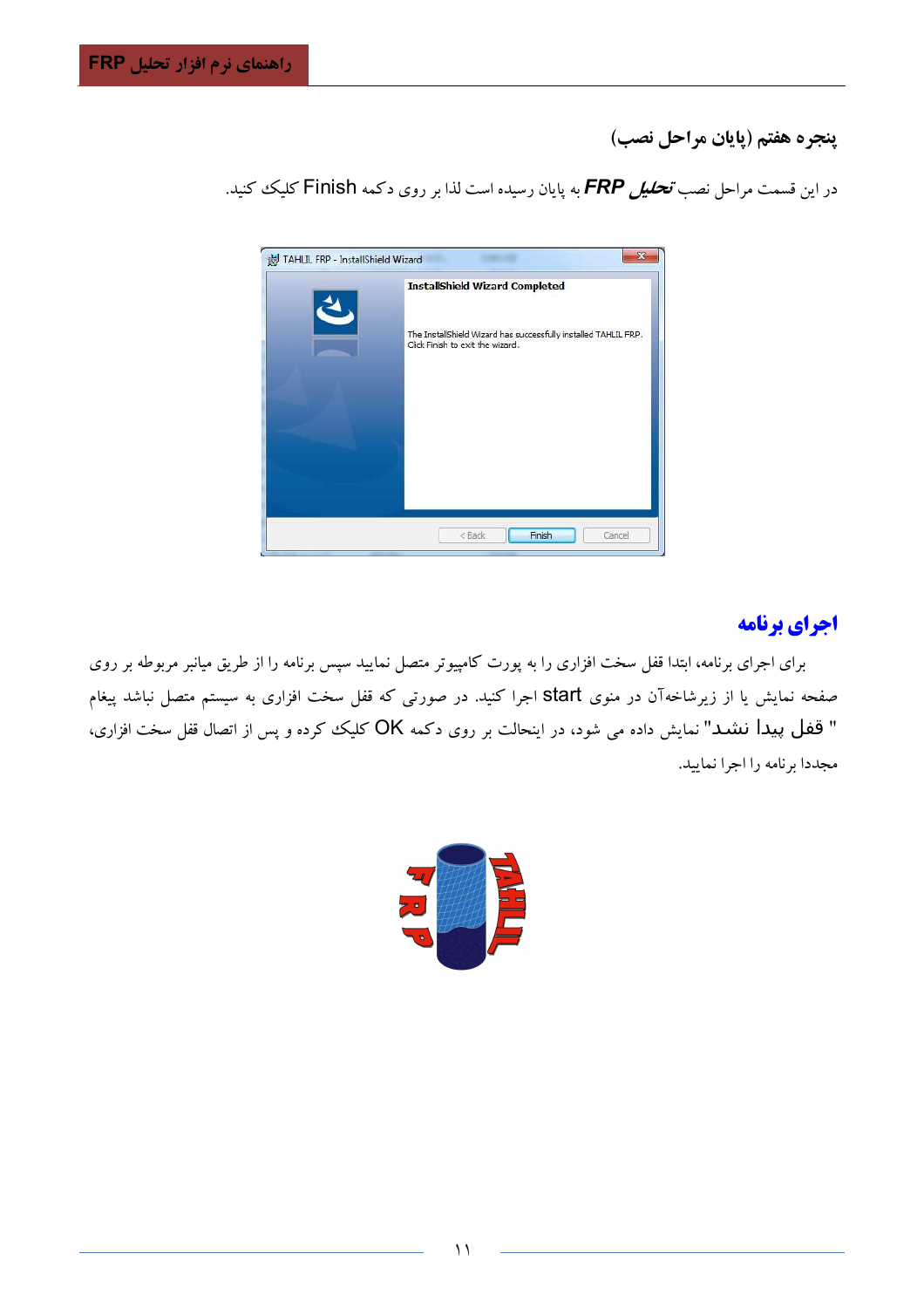### پنجره هفتم (پایان مراحل نصب)

در این قسمت مراحل نصب *__تحلیل FRP__* به پایان رسیده است لذا بر روی دکمه Finish کلیک کنید.

## اجرای برنامه

برای اجرای برنامه، ابتدا قفل سخت افزاری را به پورت کامپیوتر متصل نمایید سپس برنامه را از طریق میانبر مربوطه بر روی صفحه نمایش یا از زیرشاخه‌آن در منوی start اجرا کنید. در صورتی که قفل سخت افزاری به سیستم متصل نباشد پیغام " قفل پیدا نشد" نمایش داده می شود، در اینحالت بر روی دکمه OK کلیک کرده و پس از اتصال قفل سخت افزاری، مجدداً برنامه را اجرا نمایید.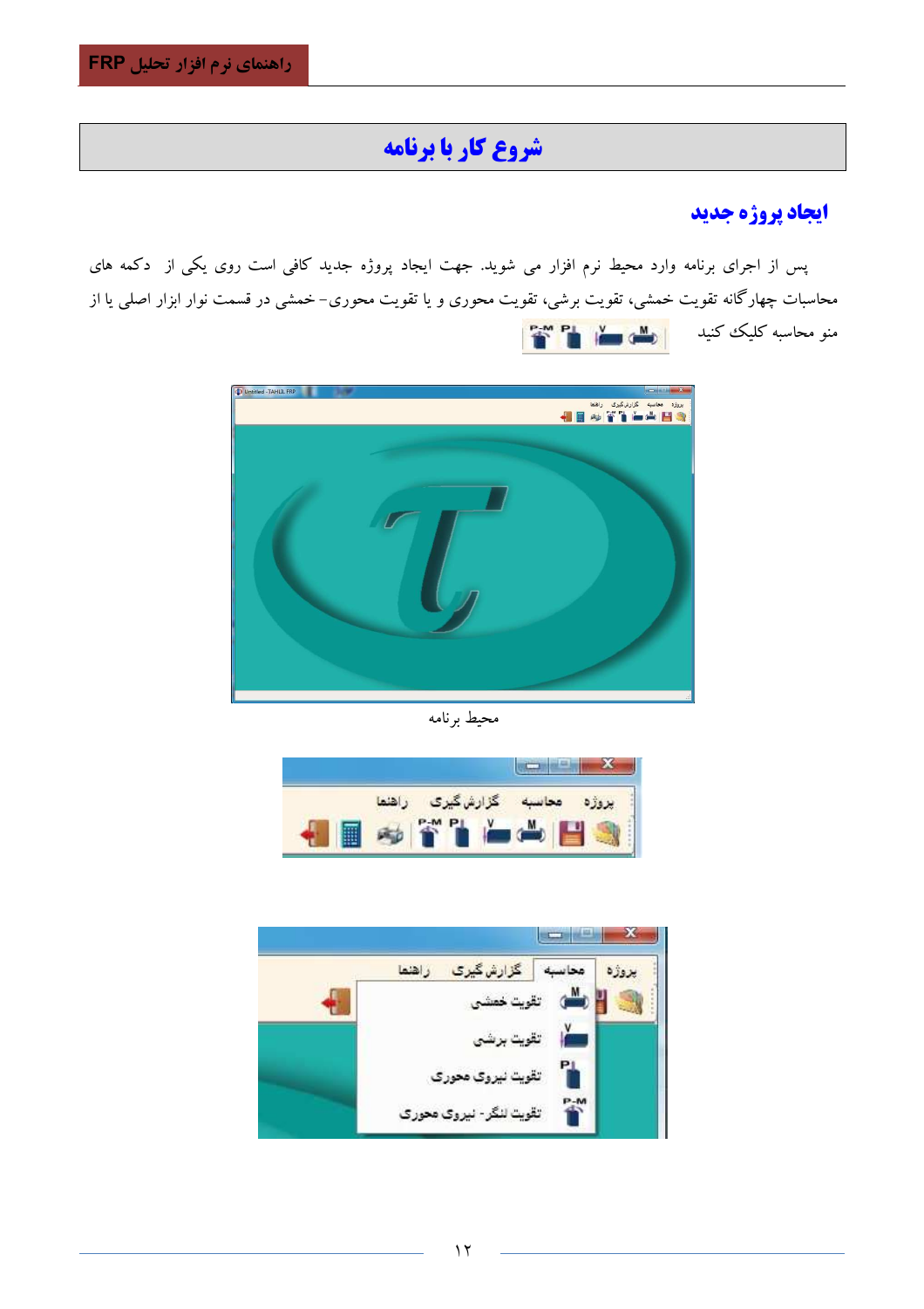# شروع کار با برنامه

## ایجاد پروژه جدید

پس از اجرای برنامه وارد محیط نرم افزار می شوید. جهت ایجاد پروژه جدید کافی است روی یکی از دکمه های محاسبات چهارگانه تقویت خمشی، تقویت برشی، تقویت محوری و یا تقویت محوری- خمشی در قسمت نوار ابزار اصلی یا از منو محاسبه کلیک کنید

محیط برنامه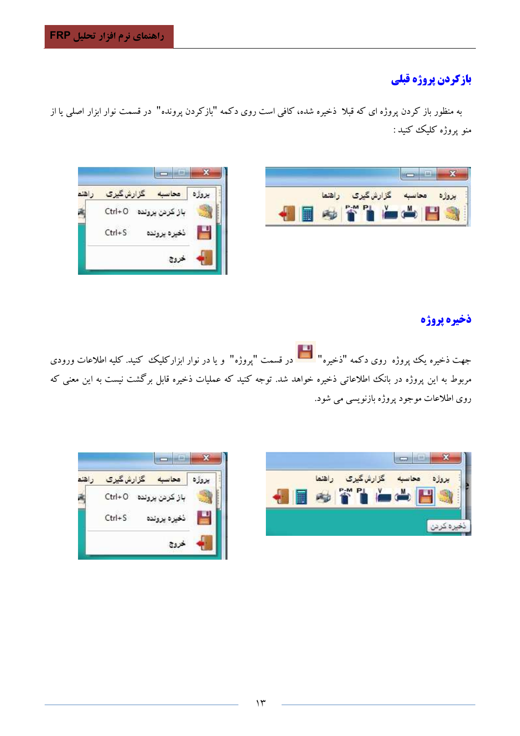## بازکردن پروژه قبلی

به منظور باز کردن پروژه ای که قبلا ذخیره شده، کافی است روی دکمه "بازکردن پرونده" در قسمت نوار ابزار اصلی یا از منو پروژه کلیک کنید :

## ذخیره پروژه

جهت ذخیره یک پروژه روی دکمه "ذخیره" در قسمت "پروژه" و یا در نوار ابزارکلیک کنید. کلیه اطلاعات ورودی مربوط به این پروژه در بانک اطلاعاتی ذخیره خواهد شد. توجه کنید که عملیات ذخیره قابل برگشت نیست به این معنی که روی اطلاعات موجود پروژه بازنویسی می شود.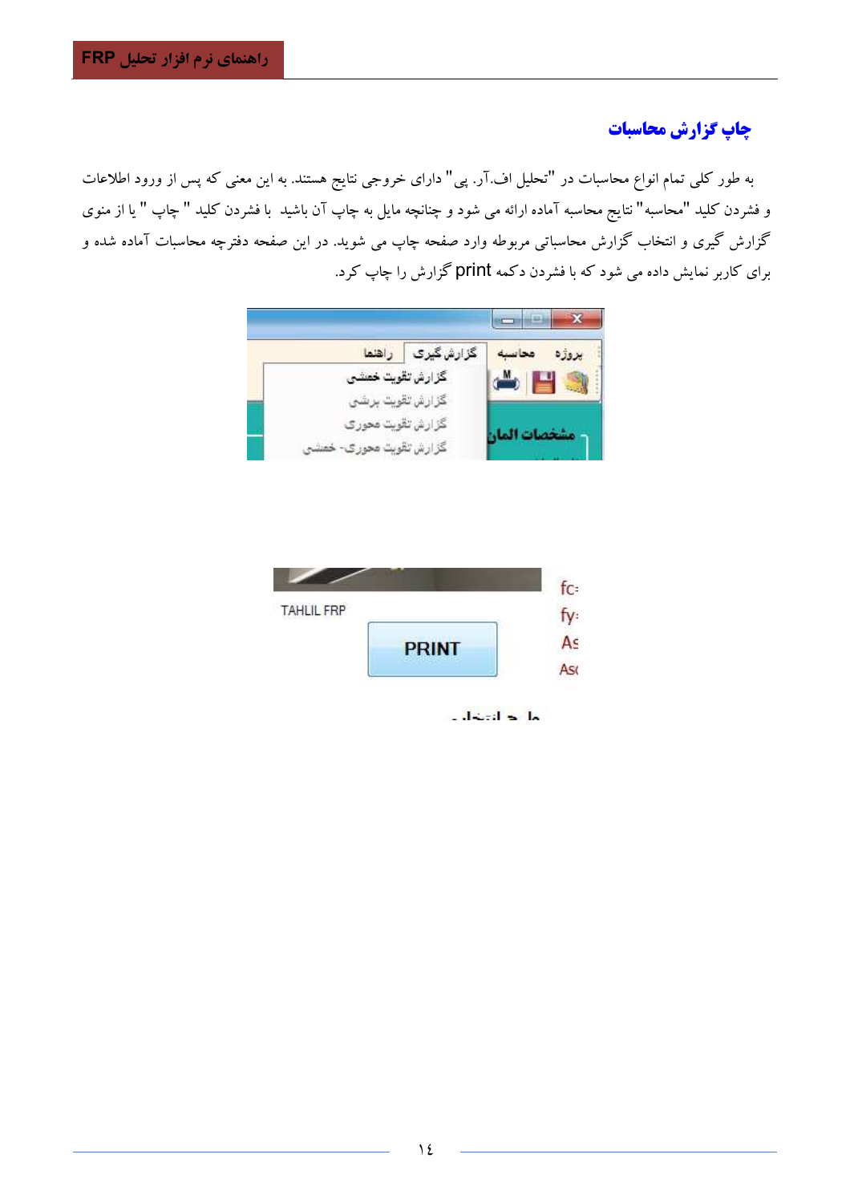## چاپ گزارش محاسبات

به طور کلی تمام انواع محاسبات در "تحلیل اف.آر. پی" دارای خروجی نتایج هستند. به این معنی که پس از ورود اطلاعات و فشردن کلید "محاسبه" نتایج محاسبه آماده ارائه می شود و چنانچه مایل به چاپ آن باشید با فشردن کلید " چاپ " یا از منوی گزارش گیری و انتخاب گزارش محاسباتی مربوطه وارد صفحه چاپ می شوید. در این صفحه دفترچه محاسبات آماده شده و برای کاربر نمایش داده می شود که با فشردن دکمه print گزارش را چاپ کرد.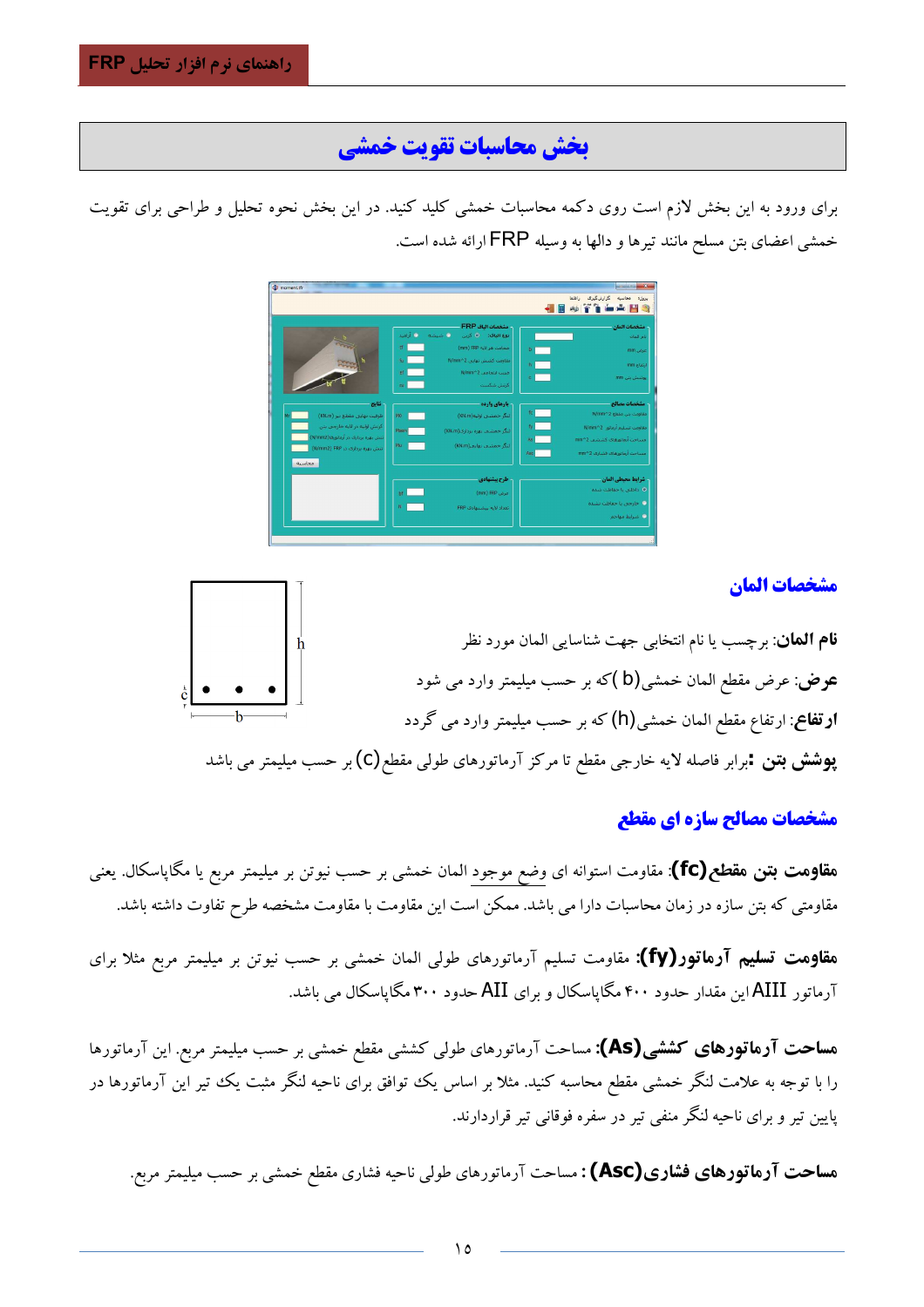## بخش محاسبات تقویت خمشی

برای ورود به این بخش لازم است روی دکمه محاسبات خمشی کلید کنید. در این بخش نحوه تحلیل و طراحی برای تقویت خمشی اعضای بتن مسلح مانند تیرها و دالها به وسیله FRP ارائه شده است.

### مشخصات المان

**نام المان**: برچسب یا نام انتخابی جهت شناسایی المان مورد نظر

**عرض**: عرض مقطع المان خمشی(b) که بر حسب میلیمتر وارد می شود

**ارتفاع**: ارتفاع مقطع المان خمشی (h) که بر حسب میلیمتر وارد می گردد

**پوشش بتن :**برابر فاصله لایه خارجی مقطع تا مرکز آرماتورهای طولی مقطع(c) بر حسب میلیمتر می باشد

### مشخصات مصالح سازه ای مقطع

**مقاومت بتن مقطع(fc)**: مقاومت استوانه ای وضع موجود المان خمشی بر حسب نیوتن بر میلیمتر مربع یا مگاپاسکال. یعنی مقاومتی که بتن سازه در زمان محاسبات دارا می باشد. ممکن است این مقاومت با مقاومت مشخصه طرح تفاوت داشته باشد.

**مقاومت تسلیم آرماتور(fy):** مقاومت تسلیم آرماتورهای طولی المان خمشی بر حسب نیوتن بر میلیمتر مربع مثلا برای آرماتور AIII این مقدار حدود ۴۰۰ مگاپاسکال و برای AII حدود ۳۰۰ مگاپاسکال می باشد.

**مساحت آرماتورهای کششی(As):** مساحت آرماتورهای طولی کششی مقطع خمشی بر حسب میلیمتر مربع. این آرماتورها را با توجه به علامت لنگر خمشی مقطع محاسبه کنید. مثلا بر اساس یک توافق برای ناحیه لنگر مثبت یک تیر این آرماتورها در پایین تیر و برای ناحیه لنگر منفی تیر در سفره فوقانی تیر قراردارند.

**مساحت آرماتورهای فشاری(Asc) :** مساحت آرماتورهای طولی ناحیه فشاری مقطع خمشی بر حسب میلیمتر مربع.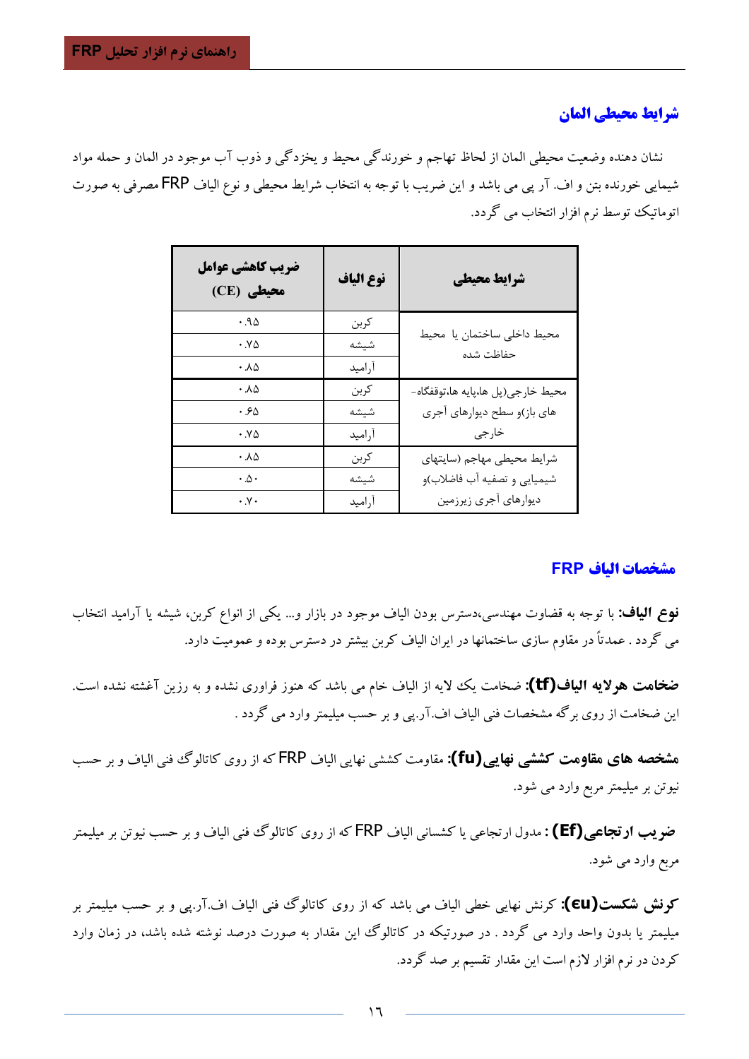## شرایط محیطی المان

نشان دهنده وضعیت محیطی المان از لحاظ تهاجم و خورندگی محیط و یخزدگی و ذوب آب موجود در المان و حمله مواد شیمیایی خورنده بتن و اف. آر پی می باشد و این ضریب با توجه به انتخاب شرایط محیطی و نوع الیاف FRP مصرفی به صورت اتوماتیک توسط نرم افزار انتخاب می گردد.

| شرایط محیطی | نوع الیاف | ضریب کاهشی عوامل محیطی (CE) |
|---|---|---|
| محیط داخلی ساختمان یا محیط حفاظت شده | کربن | ۰.۹۵ |
| | شیشه | ۰.۷۵ |
| | آرامید | ۰.۸۵ |
| محیط خارجی(پل ها،پایه ها،توقفگاه-های باز)و سطح دیوارهای آجری خارجی | کربن | ۰.۸۵ |
| | شیشه | ۰.۶۵ |
| | آرامید | ۰.۷۵ |
| شرایط محیطی مهاجم (سایتهای شیمیایی و تصفیه آب فاضلاب)و دیوارهای آجری زیرزمین | کربن | ۰.۸۵ |
| | شیشه | ۰.۵۰ |
| | آرامید | ۰.۷۰ |

## مشخصات الیاف FRP

**نوع الیاف:** با توجه به قضاوت مهندسی،دسترس بودن الیاف موجود در بازار و... یکی از انواع کربن، شیشه یا آرامید انتخاب می گردد . عمدتاً در مقاوم سازی ساختمانها در ایران الیاف کربن بیشتر در دسترس بوده و عمومیت دارد.

**ضخامت هرلایه الیاف(tf):** ضخامت یک لایه از الیاف خام می باشد که هنوز فراوری نشده و به رزین آغشته نشده است. این ضخامت از روی برگه مشخصات فنی الیاف اف.آر.پی و بر حسب میلیمتر وارد می گردد .

**مشخصه های مقاومت کششی نهایی(fu):** مقاومت کششی نهایی الیاف FRP که از روی کاتالوگ فنی الیاف و بر حسب نیوتن بر میلیمتر مربع وارد می شود.

**ضریب ارتجاعی(Ef) :** مدول ارتجاعی یا کشسانی الیاف FRP که از روی کاتالوگ فنی الیاف و بر حسب نیوتن بر میلیمتر مربع وارد می شود.

**کرنش شکست(εu):** کرنش نهایی خطی الیاف می باشد که از روی کاتالوگ فنی الیاف اف.آر.پی و بر حسب میلیمتر بر میلیمتر یا بدون واحد وارد می گردد . در صورتیکه در کاتالوگ این مقدار به صورت درصد نوشته شده باشد، در زمان وارد کردن در نرم افزار لازم است این مقدار تقسیم بر صد گردد.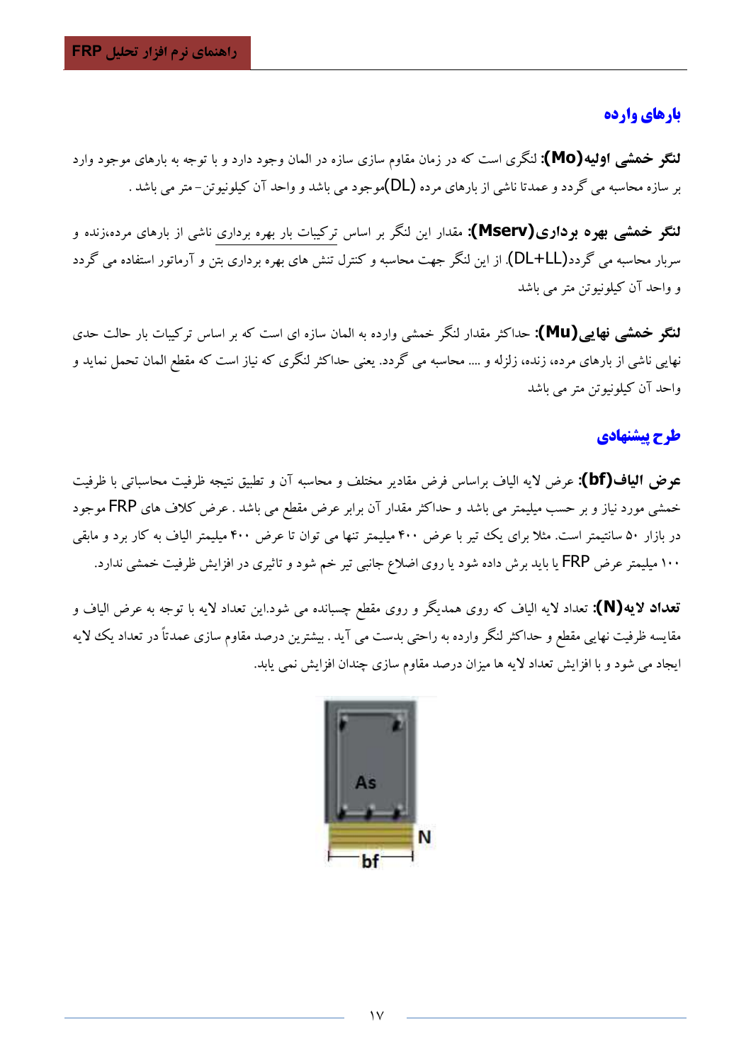## بارهای وارده

**لنگر خمشی اولیه(Mo):** لنگری است که در زمان مقاوم سازی سازه در المان وجود دارد و با توجه به بارهای موجود وارد بر سازه محاسبه می گردد و عمدتا ناشی از بارهای مرده (DL)موجود می باشد و واحد آن کیلونیوتن–متر می باشد .

**لنگر خمشی بهره برداری(Mserv):** مقدار این لنگر بر اساس ترکیبات بار بهره برداری ناشی از بارهای مرده،زنده و سربار محاسبه می گردد(DL+LL). از این لنگر جهت محاسبه و کنترل تنش های بهره برداری بتن و آرماتور استفاده می گردد و واحد آن کیلونیوتن متر می باشد

**لنگر خمشی نهایی(Mu):** حداکثر مقدار لنگر خمشی وارده به المان سازه ای است که بر اساس ترکیبات بار حالت حدی نهایی ناشی از بارهای مرده، زنده، زلزله و .... محاسبه می گردد. یعنی حداکثر لنگری که نیاز است که مقطع المان تحمل نماید و واحد آن کیلونیوتن متر می باشد

## طرح پیشنهادی

**عرض الیاف(bf):** عرض لایه الیاف براساس فرض مقادیر مختلف و محاسبه آن و تطبیق نتیجه ظرفیت محاسباتی با ظرفیت خمشی مورد نیاز و بر حسب میلیمتر می باشد و حداکثر مقدار آن برابر عرض مقطع می باشد . عرض کلاف های FRP موجود در بازار ۵۰ سانتیمتر است. مثلا برای یک تیر با عرض ۴۰۰ میلیمتر تنها می توان تا عرض ۴۰۰ میلیمتر الیاف به کار برد و مابقی ۱۰۰ میلیمتر عرض FRP یا باید برش داده شود یا روی اضلاع جانبی تیر خم شود و تاثیری در افزایش ظرفیت خمشی ندارد.

**تعداد لایه(N):** تعداد لایه الیاف که روی همدیگر و روی مقطع چسبانده می شود.این تعداد لایه با توجه به عرض الیاف و مقایسه ظرفیت نهایی مقطع و حداکثر لنگر وارده به راحتی بدست می آید . بیشترین درصد مقاوم سازی عمدتاً در تعداد یک لایه ایجاد می شود و با افزایش تعداد لایه ها میزان درصد مقاوم سازی چندان افزایش نمی یابد.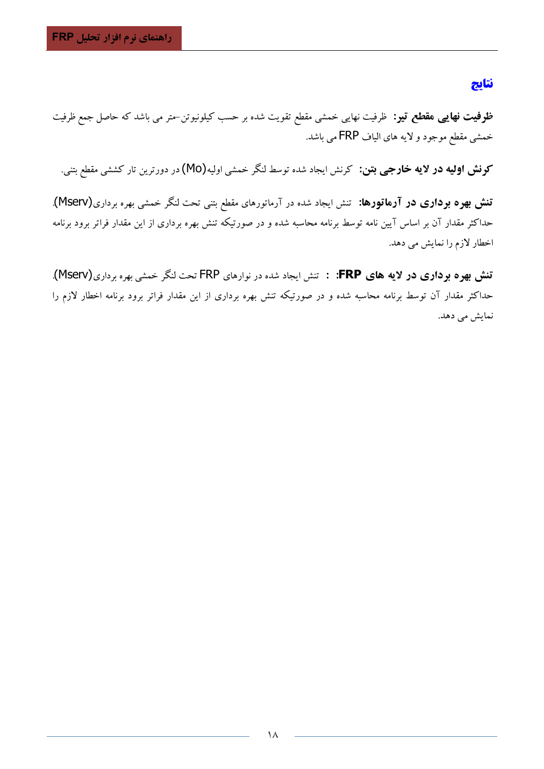## نتایج

**ظرفیت نهایی مقطع تیر:** ظرفیت نهایی خمشی مقطع تقویت شده بر حسب کیلونیوتن-متر می باشد که حاصل جمع ظرفیت خمشی مقطع موجود و لایه های الیاف FRP می باشد.

**کرنش اولیه در لایه خارجی بتن:** کرنش ایجاد شده توسط لنگر خمشی اولیه(Mo) در دورترین تار کششی مقطع بتنی.

**تنش بهره برداری در آرماتورها:** تنش ایجاد شده در آرماتورهای مقطع بتنی تحت لنگر خمشی بهره برداری(Mserv). حداکثر مقدار آن بر اساس آیین نامه توسط برنامه محاسبه شده و در صورتیکه تنش بهره برداری از این مقدار فراتر برود برنامه اخطار لازم را نمایش می دهد.

**تنش بهره برداری در لایه های FRP:** : تنش ایجاد شده در نوارهای FRP تحت لنگر خمشی بهره برداری(Mserv). حداکثر مقدار آن توسط برنامه محاسبه شده و در صورتیکه تنش بهره برداری از این مقدار فراتر برود برنامه اخطار لازم را نمایش می دهد.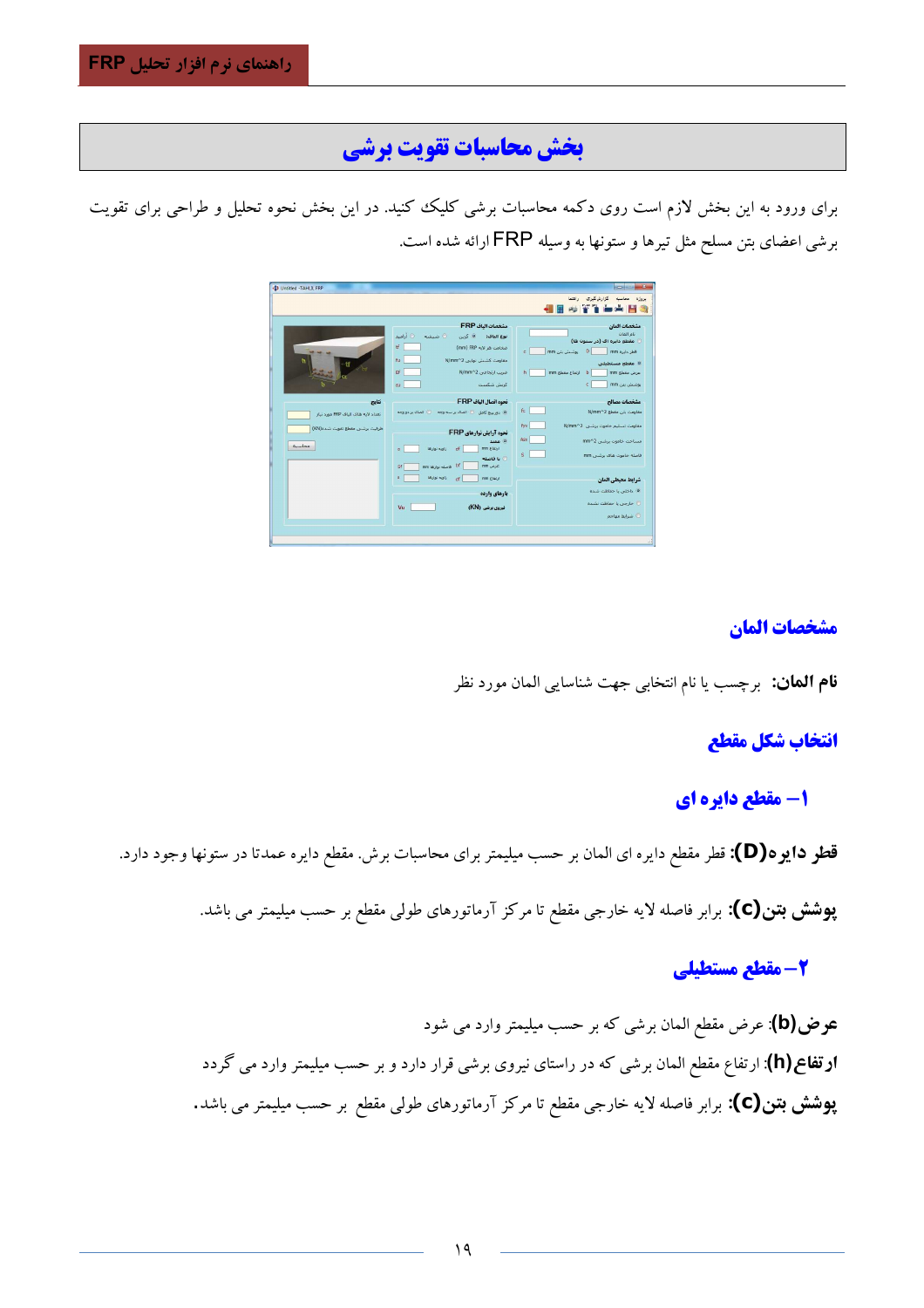# بخش محاسبات تقویت برشی

برای ورود به این بخش لازم است روی دکمه محاسبات برشی کلیک کنید. در این بخش نحوه تحلیل و طراحی برای تقویت برشی اعضای بتن مسلح مثل تیرها و ستونها به وسیله FRP ارائه شده است.

## مشخصات المان

**نام المان:** برچسب یا نام انتخابی جهت شناسایی المان مورد نظر

## انتخاب شکل مقطع

### ۱- مقطع دایره ای

**قطر دایره(D):** قطر مقطع دایره ای المان بر حسب میلیمتر برای محاسبات برش. مقطع دایره عمدتا در ستونها وجود دارد.

**پوشش بتن(c):** برابر فاصله لایه خارجی مقطع تا مرکز آرماتورهای طولی مقطع بر حسب میلیمتر می باشد.

### ۲- مقطع مستطیلی

**عرض(b):** عرض مقطع المان برشی که بر حسب میلیمتر وارد می شود

**ارتفاع(h):** ارتفاع مقطع المان برشی که در راستای نیروی برشی قرار دارد و بر حسب میلیمتر وارد می گردد

**پوشش بتن(c):** برابر فاصله لایه خارجی مقطع تا مرکز آرماتورهای طولی مقطع بر حسب میلیمتر می باشد.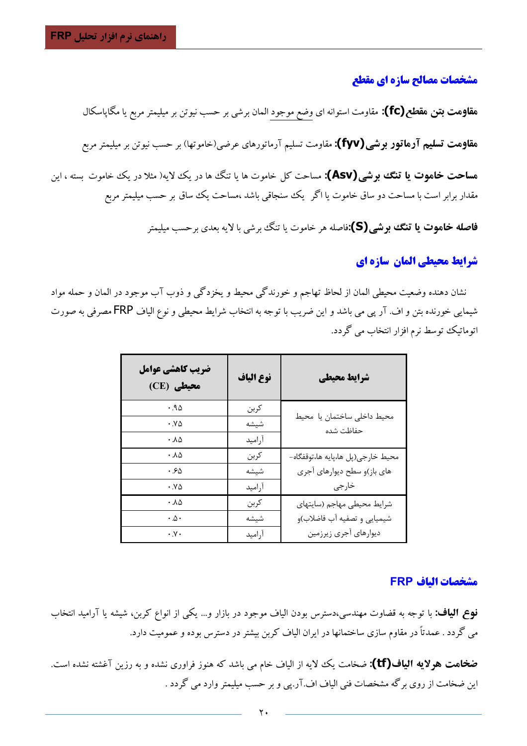## مشخصات مصالح سازه ای مقطع

**مقاومت بتن مقطع(fc):** مقاومت استوانه ای وضع موجود المان برشی بر حسب نیوتن بر میلیمتر مربع یا مگاپاسکال

**مقاومت تسلیم آرماتور برشی(fyv):** مقاومت تسلیم آرماتورهای عرضی(خاموتها) بر حسب نیوتن بر میلیمتر مربع

**مساحت خاموت یا تنگ برشی(Asv):** مساحت کل خاموت ها یا تنگ ها در یک لایه( مثلا در یک خاموت بسته ، این مقدار برابر است با مساحت دو ساق خاموت یا اگر یک سنجاقی باشد ،مساحت یک ساق بر حسب میلیمتر مربع

**فاصله خاموت یا تنگ برشی(S):**فاصله هر خاموت یا تنگ برشی با لایه بعدی برحسب میلیمتر

## شرایط محیطی المان سازه ای

نشان دهنده وضعیت محیطی المان از لحاظ تهاجم و خورندگی محیط و یخزدگی و ذوب آب موجود در المان و حمله مواد شیمایی خورنده بتن و اف. آر پی می باشد و این ضریب با توجه به انتخاب شرایط محیطی و نوع الیاف FRP مصرفی به صورت اتوماتیک توسط نرم افزار انتخاب می گردد.

| شرایط محیطی | نوع الیاف | ضریب کاهشی عوامل محیطی (CE) |
|---|---|---|
| محیط داخلی ساختمان یا محیط حفاظت شده | کربن | ۰.۹۵ |
| | شیشه | ۰.۷۵ |
| | آرامید | ۰.۸۵ |
| محیط خارجی(پل ها،پایه ها،توقفگاه-های باز)و سطح دیوارهای آجری خارجی | کربن | ۰.۸۵ |
| | شیشه | ۰.۶۵ |
| | آرامید | ۰.۷۵ |
| شرایط محیطی مهاجم (سایتهای شیمیایی و تصفیه آب فاضلاب)و دیوارهای آجری زیرزمین | کربن | ۰.۸۵ |
| | شیشه | ۰.۵۰ |
| | آرامید | ۰.۷۰ |

## مشخصات الیاف FRP

**نوع الیاف:** با توجه به قضاوت مهندسی،دسترس بودن الیاف موجود در بازار و... یکی از انواع کربن، شیشه یا آرامید انتخاب می گردد . عمدتاً در مقاوم سازی ساختمانها در ایران الیاف کربن بیشتر در دسترس بوده و عمومیت دارد.

**ضخامت هرلایه الیاف(tf):** ضخامت یک لایه از الیاف خام می باشد که هنوز فراوری نشده و به رزین آغشته نشده است. این ضخامت از روی برگه مشخصات فنی الیاف اف.آر.پی و بر حسب میلیمتر وارد می گردد .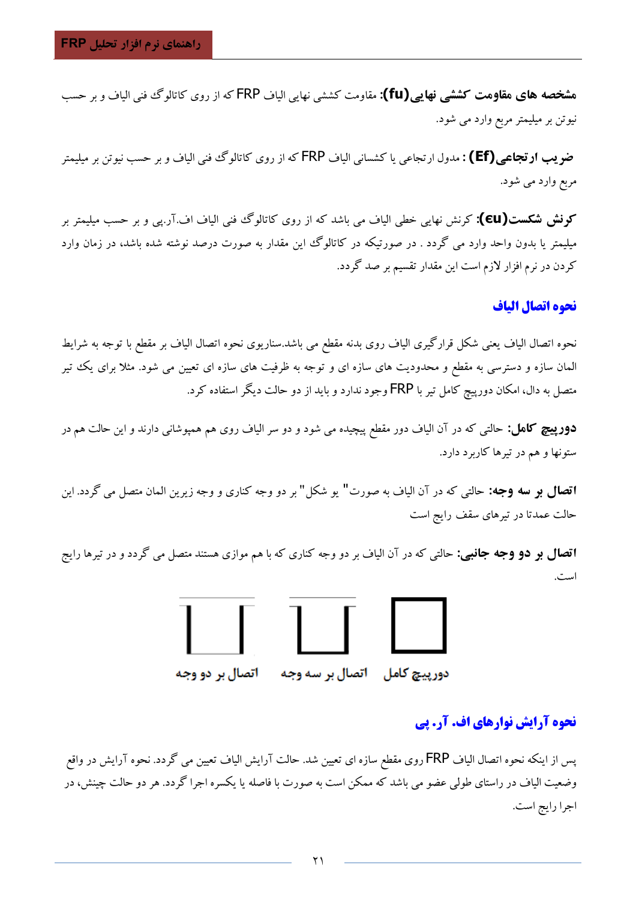**مشخصه های مقاومت کششی نهایی(fu):** مقاومت کششی نهایی الیاف FRP که از روی کاتالوگ فنی الیاف و بر حسب نیوتن بر میلیمتر مربع وارد می شود.

**ضریب ارتجاعی(Ef) :** مدول ارتجاعی یا کشسانی الیاف FRP که از روی کاتالوگ فنی الیاف و بر حسب نیوتن بر میلیمتر مربع وارد می شود.

**کرنش شکست(εu):** کرنش نهایی خطی الیاف می باشد که از روی کاتالوگ فنی الیاف اف.آر.پی و بر حسب میلیمتر بر میلیمتر یا بدون واحد وارد می گردد . در صورتیکه در کاتالوگ این مقدار به صورت درصد نوشته شده باشد، در زمان وارد کردن در نرم افزار لازم است این مقدار تقسیم بر صد گردد.

## نحوه اتصال الیاف

نحوه اتصال الیاف یعنی شکل قرارگیری الیاف روی بدنه مقطع می باشد.سناریوی نحوه اتصال الیاف بر مقطع با توجه به شرایط المان سازه و دسترسی به مقطع و محدودیت های سازه ای و توجه به ظرفیت های سازه ای تعیین می شود. مثلا برای یک تیر متصل به دال، امکان دورپیچ کامل تیر با FRP وجود ندارد و باید از دو حالت دیگر استفاده کرد.

**دورپیچ کامل:** حالتی که در آن الیاف دور مقطع پیچیده می شود و دو سر الیاف روی هم همپوشانی دارند و این حالت هم در ستونها و هم در تیرها کاربرد دارد.

**اتصال بر سه وجه:** حالتی که در آن الیاف به صورت" یو شکل " بر دو وجه کناری و وجه زیرین المان متصل می گردد. این حالت عمدتا در تیرهای سقف رایج است

**اتصال بر دو وجه جانبی:** حالتی که در آن الیاف بر دو وجه کناری که با هم موازی هستند متصل می گردد و در تیرها رایج است.

دورپیچ کامل &nbsp;&nbsp;&nbsp; اتصال بر سه وجه &nbsp;&nbsp;&nbsp; اتصال بر دو وجه

## نحوه آرایش نوارهای اف. آر. پی

پس از اینکه نحوه اتصال الیاف FRP روی مقطع سازه ای تعیین شد. حالت آرایش الیاف تعیین می گردد. نحوه آرایش در واقع وضعیت الیاف در راستای طولی عضو می باشد که ممکن است به صورت با فاصله یا یکسره اجرا گردد. هر دو حالت چینش، در اجرا رایج است.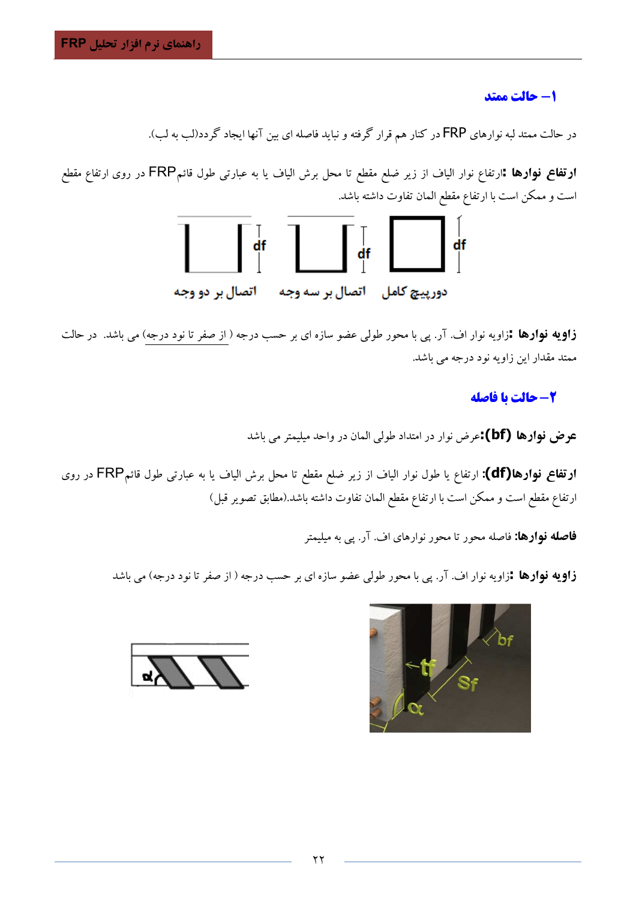## ۱– حالت ممتد

در حالت ممتد لبه نوارهای FRP در کنار هم قرار گرفته و نباید فاصله ای بین آنها ایجاد گردد(لب به لب).

**ارتفاع نوارها :** ارتفاع نوار الیاف از زیر ضلع مقطع تا محل برش الیاف یا به عبارتی طول قائم FRP در روی ارتفاع مقطع است و ممکن است با ارتفاع مقطع المان تفاوت داشته باشد.

اتصال بر دو وجه    اتصال بر سه وجه    دورپیچ کامل

**زاویه نوارها :** زاویه نوار اف. آر. پی با محور طولی عضو سازه ای بر حسب درجه ( از صفر تا نود درجه) می باشد. در حالت ممتد مقدار این زاویه نود درجه می باشد.

## ۲– حالت با فاصله

**عرض نوارها (bf):** عرض نوار در امتداد طولی المان در واحد میلیمتر می باشد

**ارتفاع نوارها(df):** ارتفاع یا طول نوار الیاف از زیر ضلع مقطع تا محل برش الیاف یا به عبارتی طول قائم FRP در روی ارتفاع مقطع است و ممکن است با ارتفاع مقطع المان تفاوت داشته باشد.(مطابق تصویر قبل)

**فاصله نوارها:** فاصله محور تا محور نوارهای اف. آر. پی به میلیمتر

**زاویه نوارها :** زاویه نوار اف. آر. پی با محور طولی عضو سازه ای بر حسب درجه ( از صفر تا نود درجه) می باشد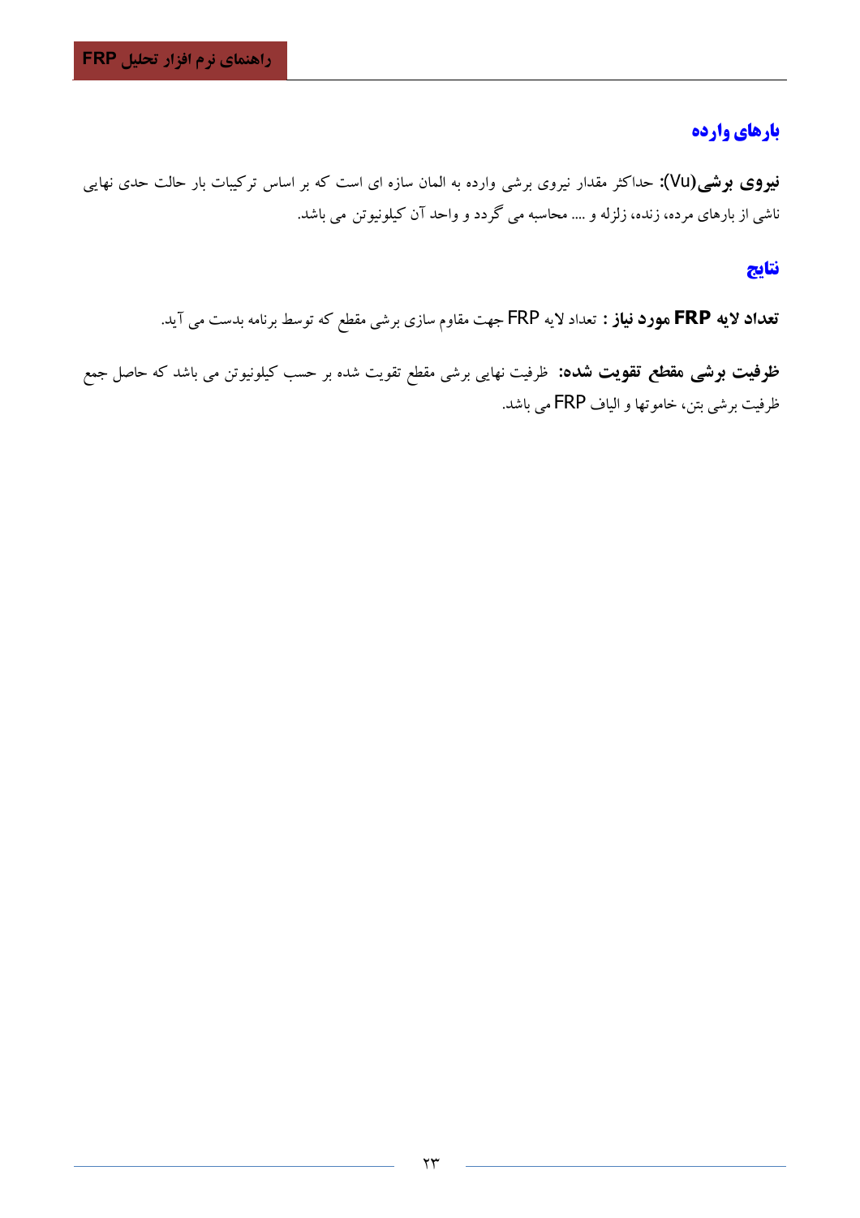## بارهای وارده

**نیروی برشی(Vu):** حداکثر مقدار نیروی برشی وارده به المان سازه ای است که بر اساس ترکیبات بار حالت حدی نهایی ناشی از بارهای مرده، زنده، زلزله و .... محاسبه می گردد و واحد آن کیلونیوتن می باشد.

## نتایج

**تعداد لایه FRP مورد نیاز :** تعداد لایه FRP جهت مقاوم سازی برشی مقطع که توسط برنامه بدست می آید.

**ظرفیت برشی مقطع تقویت شده:** ظرفیت نهایی برشی مقطع تقویت شده بر حسب کیلونیوتن می باشد که حاصل جمع ظرفیت برشی بتن، خاموتها و الیاف FRP می باشد.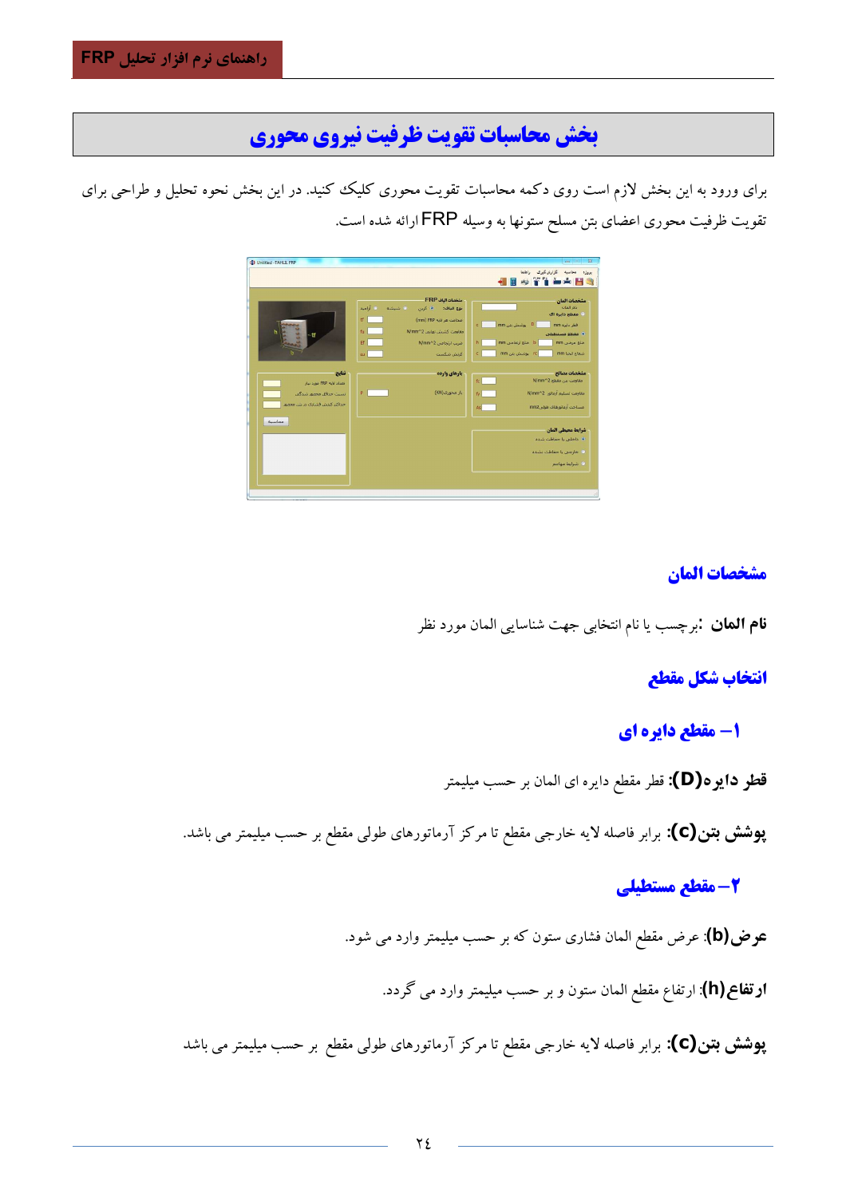# بخش محاسبات تقویت ظرفیت نیروی محوری

برای ورود به این بخش لازم است روی دکمه محاسبات تقویت محوری کلیک کنید. در این بخش نحوه تحلیل و طراحی برای تقویت ظرفیت محوری اعضای بتن مسلح ستونها به وسیله FRP ارائه شده است.

## مشخصات المان

**نام المان :**برچسب یا نام انتخابی جهت شناسایی المان مورد نظر

## انتخاب شکل مقطع

### ۱– مقطع دایره ای

**قطر دایره(D):** قطر مقطع دایره ای المان بر حسب میلیمتر

**پوشش بتن(c):** برابر فاصله لایه خارجی مقطع تا مرکز آرماتورهای طولی مقطع بر حسب میلیمتر می باشد.

### ۲– مقطع مستطیلی

**عرض(b)**: عرض مقطع المان فشاری ستون که بر حسب میلیمتر وارد می شود.

**ارتفاع(h)**: ارتفاع مقطع المان ستون و بر حسب میلیمتر وارد می گردد.

**پوشش بتن(c):** برابر فاصله لایه خارجی مقطع تا مرکز آرماتورهای طولی مقطع بر حسب میلیمتر می باشد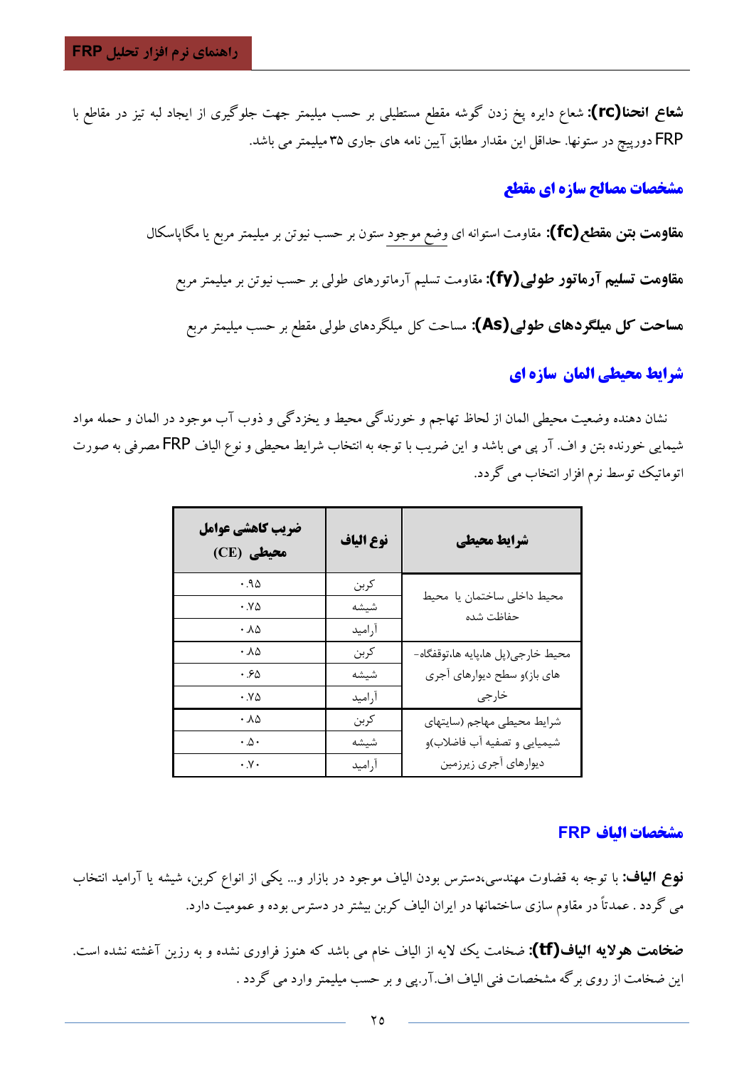**شعاع انحنا(rc):** شعاع دایره پخ زدن گوشه مقطع مستطیلی بر حسب میلیمتر جهت جلوگیری از ایجاد لبه تیز در مقاطع با FRP دورپیچ در ستونها. حداقل این مقدار مطابق آیین نامه های جاری ۳۵ میلیمتر می باشد.

## مشخصات مصالح سازه ای مقطع

**مقاومت بتن مقطع(fc):** مقاومت استوانه ای وضع موجود ستون بر حسب نیوتن بر میلیمتر مربع یا مگاپاسکال

**مقاومت تسلیم آرماتور طولی(fy):** مقاومت تسلیم آرماتورهای طولی بر حسب نیوتن بر میلیمتر مربع

**مساحت کل میلگردهای طولی(As):** مساحت کل میلگردهای طولی مقطع بر حسب میلیمتر مربع

## شرایط محیطی المان سازه ای

نشان دهنده وضعیت محیطی المان از لحاظ تهاجم و خورندگی محیط و یخزدگی و ذوب آب موجود در المان و حمله مواد شیمایی خورنده بتن و اف. آر پی می باشد و این ضریب با توجه به انتخاب شرایط محیطی و نوع الیاف FRP مصرفی به صورت اتوماتیک توسط نرم افزار انتخاب می گردد.

| شرایط محیطی | نوع الیاف | ضریب کاهشی عوامل محیطی (CE) |
|---|---|---|
| محیط داخلی ساختمان یا محیط حفاظت شده | کربن | ۰.۹۵ |
| | شیشه | ۰.۷۵ |
| | آرامید | ۰.۸۵ |
| محیط خارجی(پل ها،پایه ها،توقفگاه-های باز)و سطح دیوارهای آجری خارجی | کربن | ۰.۸۵ |
| | شیشه | ۰.۶۵ |
| | آرامید | ۰.۷۵ |
| شرایط محیطی مهاجم (سایتهای شیمیایی و تصفیه آب فاضلاب)و دیوارهای آجری زیرزمین | کربن | ۰.۸۵ |
| | شیشه | ۰.۵۰ |
| | آرامید | ۰.۷۰ |

## مشخصات الیاف FRP

**نوع الیاف:** با توجه به قضاوت مهندسی،دسترس بودن الیاف موجود در بازار و... یکی از انواع کربن، شیشه یا آرامید انتخاب می گردد . عمدتاً در مقاوم سازی ساختمانها در ایران الیاف کربن بیشتر در دسترس بوده و عمومیت دارد.

**ضخامت هرلایه الیاف(tf):** ضخامت یک لایه از الیاف خام می باشد که هنوز فراوری نشده و به رزین آغشته نشده است. این ضخامت از روی برگه مشخصات فنی الیاف اف.آر.پی و بر حسب میلیمتر وارد می گردد .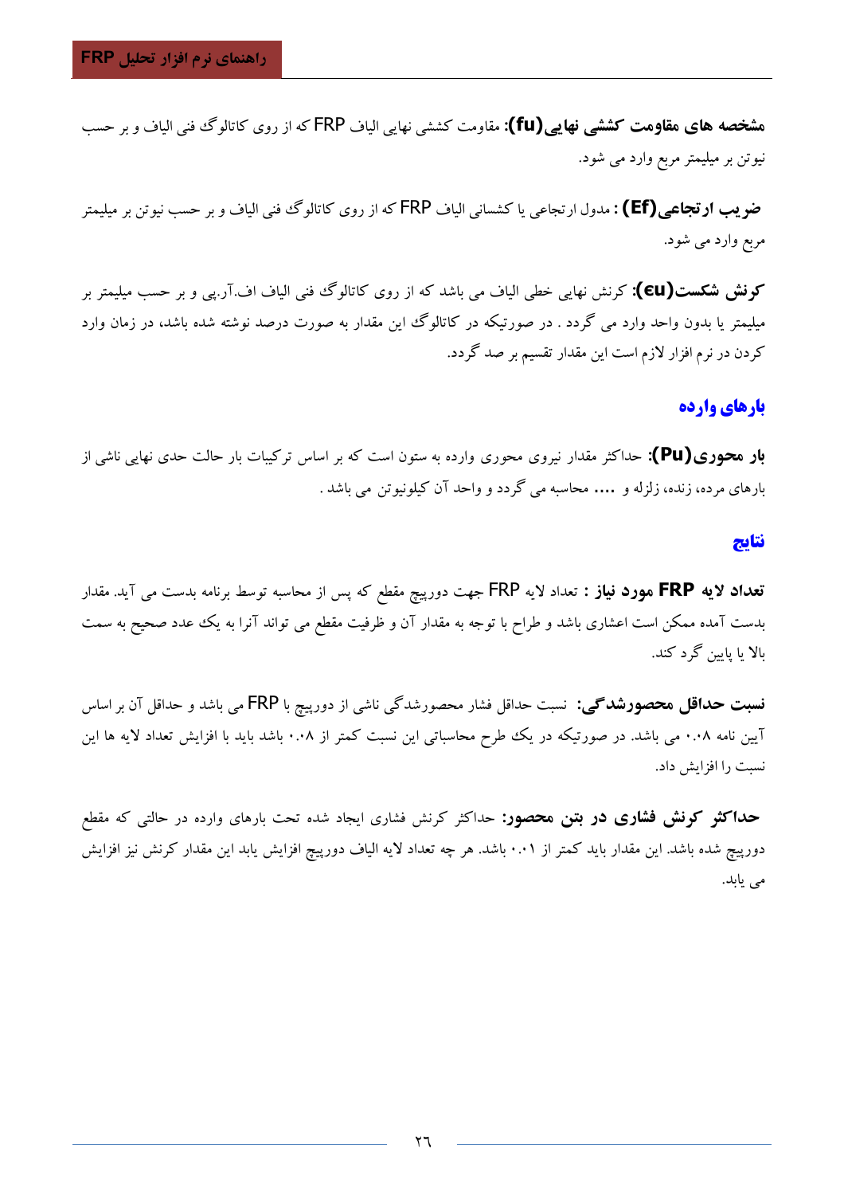**مشخصه های مقاومت کششی نهایی(fu):** مقاومت کششی نهایی الیاف FRP که از روی کاتالوگ فنی الیاف و بر حسب نیوتن بر میلیمتر مربع وارد می شود.

**ضریب ارتجاعی(Ef) :** مدول ارتجاعی یا کشسانی الیاف FRP که از روی کاتالوگ فنی الیاف و بر حسب نیوتن بر میلیمتر مربع وارد می شود.

**کرنش شکست(εu):** کرنش نهایی خطی الیاف می باشد که از روی کاتالوگ فنی الیاف اف.آر.پی و بر حسب میلیمتر بر میلیمتر یا بدون واحد وارد می گردد . در صورتیکه در کاتالوگ این مقدار به صورت درصد نوشته شده باشد، در زمان وارد کردن در نرم افزار لازم است این مقدار تقسیم بر صد گردد.

## بارهای وارده

**بار محوری(Pu):** حداکثر مقدار نیروی محوری وارده به ستون است که بر اساس ترکیبات بار حالت حدی نهایی ناشی از بارهای مرده، زنده، زلزله و .... محاسبه می گردد و واحد آن کیلونیوتن می باشد .

## نتایج

**تعداد لایه FRP مورد نیاز :** تعداد لایه FRP جهت دورپیچ مقطع که پس از محاسبه توسط برنامه بدست می آید. مقدار بدست آمده ممکن است اعشاری باشد و طراح با توجه به مقدار آن و ظرفیت مقطع می تواند آنرا به یک عدد صحیح به سمت بالا یا پایین گرد کند.

**نسبت حداقل محصورشدگی:** نسبت حداقل فشار محصورشدگی ناشی از دورپیچ با FRP می باشد و حداقل آن بر اساس آیین نامه ۰.۰۸ می باشد. در صورتیکه در یک طرح محاسباتی این نسبت کمتر از ۰.۰۸ باشد باید با افزایش تعداد لایه ها این نسبت را افزایش داد.

**حداکثر کرنش فشاری در بتن محصور:** حداکثر کرنش فشاری ایجاد شده تحت بارهای وارده در حالتی که مقطع دورپیچ شده باشد. این مقدار باید کمتر از ۰.۰۱ باشد. هر چه تعداد لایه الیاف دورپیچ افزایش یابد این مقدار کرنش نیز افزایش می یابد.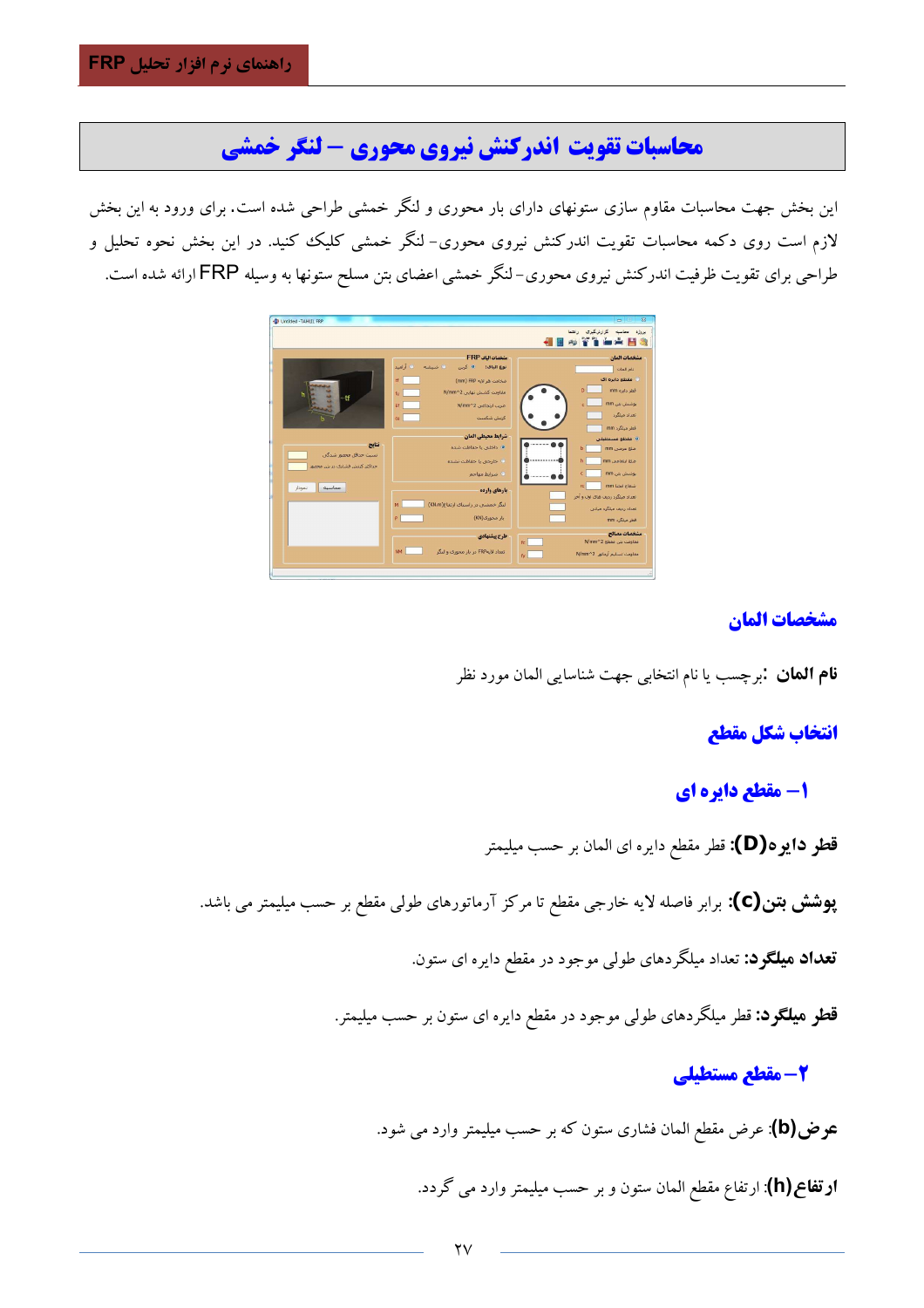# محاسبات تقویت اندرکنش نیروی محوری – لنگر خمشی

این بخش جهت محاسبات مقاوم سازی ستونهای دارای بار محوری و لنگر خمشی طراحی شده است. برای ورود به این بخش لازم است روی دکمه محاسبات تقویت اندرکنش نیروی محوری- لنگر خمشی کلیک کنید. در این بخش نحوه تحلیل و طراحی برای تقویت ظرفیت اندرکنش نیروی محوری-لنگر خمشی اعضای بتن مسلح ستونها به وسیله FRP ارائه شده است.

## مشخصات المان

**نام المان** :برچسب یا نام انتخابی جهت شناسایی المان مورد نظر

## انتخاب شکل مقطع

### ۱– مقطع دایره ای

**قطر دایره(D):** قطر مقطع دایره ای المان بر حسب میلیمتر

**پوشش بتن(c):** برابر فاصله لایه خارجی مقطع تا مرکز آرماتورهای طولی مقطع بر حسب میلیمتر می باشد.

**تعداد میلگرد:** تعداد میلگردهای طولی موجود در مقطع دایره ای ستون.

**قطر میلگرد:** قطر میلگردهای طولی موجود در مقطع دایره ای ستون بر حسب میلیمتر.

### ۲– مقطع مستطیلی

**عرض(b)**: عرض مقطع المان فشاری ستون که بر حسب میلیمتر وارد می شود.

**ارتفاع(h)**: ارتفاع مقطع المان ستون و بر حسب میلیمتر وارد می گردد.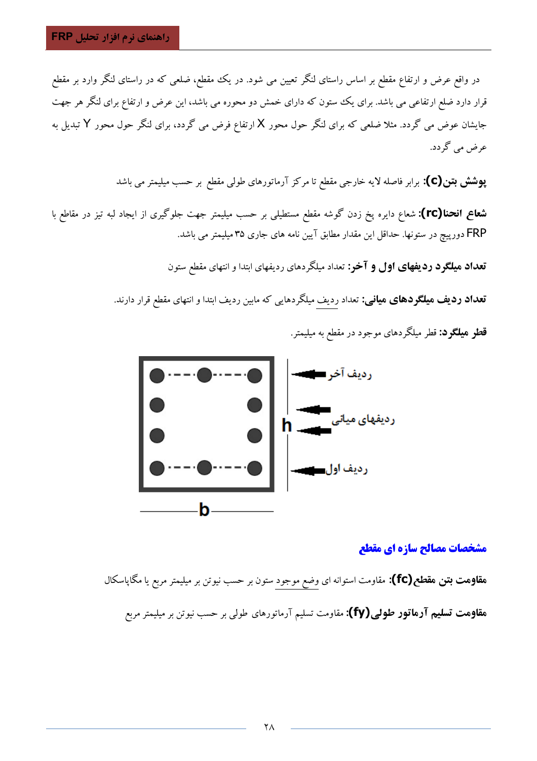در واقع عرض و ارتفاع مقطع بر اساس راستای لنگر تعیین می شود. در یک مقطع، ضلعی که در راستای لنگر وارد بر مقطع قرار دارد ضلع ارتفاعی می باشد. برای یک ستون که دارای خمش دو محوره می باشد، این عرض و ارتفاع برای لنگر هر جهت جایشان عوض می گردد. مثلا ضلعی که برای لنگر حول محور X ارتفاع فرض می گردد، برای لنگر حول محور Y تبدیل به عرض می گردد.

**پوشش بتن(c):** برابر فاصله لایه خارجی مقطع تا مرکز آرماتورهای طولی مقطع بر حسب میلیمتر می باشد

**شعاع انحنا(rc):** شعاع دایره پخ زدن گوشه مقطع مستطیلی بر حسب میلیمتر جهت جلوگیری از ایجاد لبه تیز در مقاطع با FRP دورپیچ در ستونها. حداقل این مقدار مطابق آیین نامه های جاری ۳۵ میلیمتر می باشد.

**تعداد میلگرد ردیفهای اول و آخر:** تعداد میلگردهای ردیفهای ابتدا و انتهای مقطع ستون

**تعداد ردیف میلگردهای میانی:** تعداد ردیف میلگردهایی که مابین ردیف ابتدا و انتهای مقطع قرار دارند.

**قطر میلگرد:** قطر میلگردهای موجود در مقطع به میلیمتر.

ردیف آخر

ردیفهای میانی

ردیف اول

h

b

## مشخصات مصالح سازه ای مقطع

**مقاومت بتن مقطع(fc):** مقاومت استوانه ای وضع موجود ستون بر حسب نیوتن بر میلیمتر مربع یا مگاپاسکال

**مقاومت تسلیم آرماتور طولی(fy):** مقاومت تسلیم آرماتورهای طولی بر حسب نیوتن بر میلیمتر مربع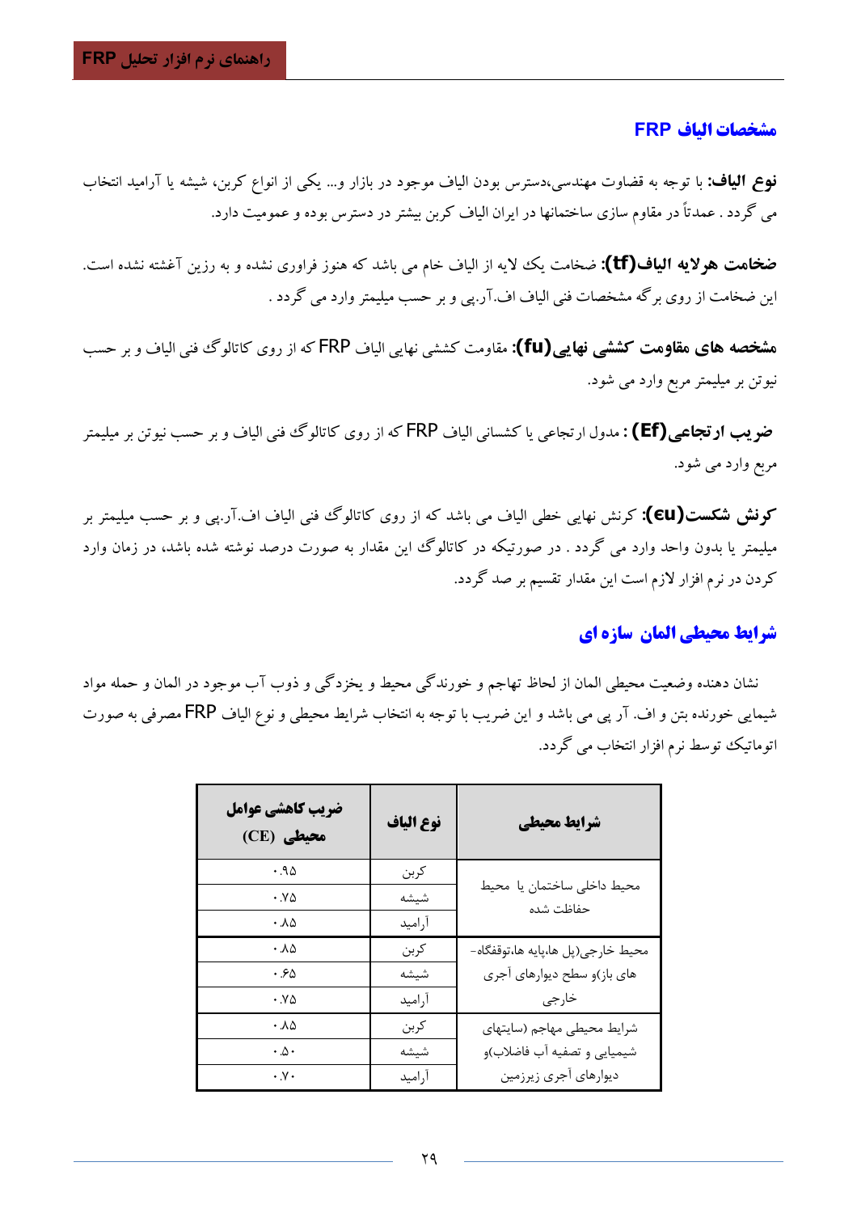## مشخصات الیاف FRP

**نوع الیاف:** با توجه به قضاوت مهندسی،دسترس بودن الیاف موجود در بازار و... یکی از انواع کربن، شیشه یا آرامید انتخاب می گردد . عمدتاً در مقاوم سازی ساختمانها در ایران الیاف کربن بیشتر در دسترس بوده و عمومیت دارد.

**ضخامت هرلایه الیاف(tf):** ضخامت یک لایه از الیاف خام می باشد که هنوز فراوری نشده و به رزین آغشته نشده است. این ضخامت از روی برگه مشخصات فنی الیاف اف.آر.پی و بر حسب میلیمتر وارد می گردد .

**مشخصه های مقاومت کششی نهایی(fu):** مقاومت کششی نهایی الیاف FRP که از روی کاتالوگ فنی الیاف و بر حسب نیوتن بر میلیمتر مربع وارد می شود.

**ضریب ارتجاعی(Ef) :** مدول ارتجاعی یا کشسانی الیاف FRP که از روی کاتالوگ فنی الیاف و بر حسب نیوتن بر میلیمتر مربع وارد می شود.

**کرنش شکست(εu):** کرنش نهایی خطی الیاف می باشد که از روی کاتالوگ فنی الیاف اف.آر.پی و بر حسب میلیمتر بر میلیمتر یا بدون واحد وارد می گردد . در صورتیکه در کاتالوگ این مقدار به صورت درصد نوشته شده باشد، در زمان وارد کردن در نرم افزار لازم است این مقدار تقسیم بر صد گردد.

## شرایط محیطی المان سازه ای

نشان دهنده وضعیت محیطی المان از لحاظ تهاجم و خورندگی محیط و یخزدگی و ذوب آب موجود در المان و حمله مواد شیمایی خورنده بتن و اف. آر پی می باشد و این ضریب با توجه به انتخاب شرایط محیطی و نوع الیاف FRP مصرفی به صورت اتوماتیک توسط نرم افزار انتخاب می گردد.

| شرایط محیطی | نوع الیاف | ضریب کاهشی عوامل محیطی (CE) |
|---|---|---|
| محیط داخلی ساختمان یا محیط حفاظت شده | کربن | ۰.۹۵ |
| | شیشه | ۰.۷۵ |
| | آرامید | ۰.۸۵ |
| محیط خارجی(پل ها،پایه ها،توقفگاه-های باز)و سطح دیوارهای آجری خارجی | کربن | ۰.۸۵ |
| | شیشه | ۰.۶۵ |
| | آرامید | ۰.۷۵ |
| شرایط محیطی مهاجم (سایتهای شیمیایی و تصفیه آب فاضلاب)و دیوارهای آجری زیرزمین | کربن | ۰.۸۵ |
| | شیشه | ۰.۵۰ |
| | آرامید | ۰.۷۰ |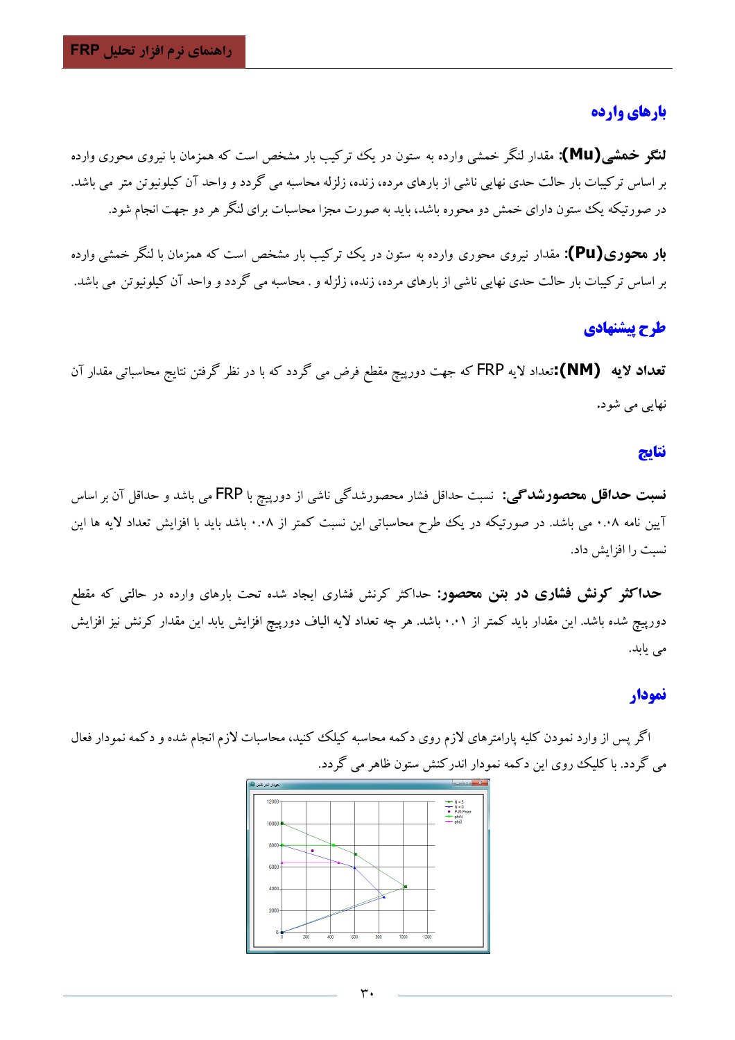## بارهای وارده

**لنگر خمشی(Mu):** مقدار لنگر خمشی وارده به ستون در یک ترکیب بار مشخص است که همزمان با نیروی محوری وارده بر اساس ترکیبات بار حالت حدی نهایی ناشی از بارهای مرده، زنده، زلزله محاسبه می گردد و واحد آن کیلونیوتن متر می باشد. در صورتیکه یک ستون دارای خمش دو محوره باشد، باید به صورت مجزا محاسبات برای لنگر هر دو جهت انجام شود.

**بار محوری(Pu):** مقدار نیروی محوری وارده به ستون در یک ترکیب بار مشخص است که همزمان با لنگر خمشی وارده بر اساس ترکیبات بار حالت حدی نهایی ناشی از بارهای مرده، زنده، زلزله و . محاسبه می گردد و واحد آن کیلونیوتن می باشد.

## طرح پیشنهادی

**تعداد لایه (NM):** تعداد لایه FRP که جهت دورپیچ مقطع فرض می گردد که با در نظر گرفتن نتایج محاسباتی مقدار آن نهایی می شود.

## نتایج

**نسبت حداقل محصورشدگی:** نسبت حداقل فشار محصورشدگی ناشی از دورپیچ با FRP می باشد و حداقل آن بر اساس آیین نامه ۰.۰۸ می باشد. در صورتیکه در یک طرح محاسباتی این نسبت کمتر از ۰.۰۸ باشد باید با افزایش تعداد لایه ها این نسبت را افزایش داد.

**حداکثر کرنش فشاری در بتن محصور:** حداکثر کرنش فشاری ایجاد شده تحت بارهای وارده در حالتی که مقطع دورپیچ شده باشد. این مقدار باید کمتر از ۰.۰۱ باشد. هر چه تعداد لایه الیاف دورپیچ افزایش یابد این مقدار کرنش نیز افزایش می یابد.

## نمودار

اگر پس از وارد نمودن کلیه پارامترهای لازم روی دکمه محاسبه کیلک کنید، محاسبات لازم انجام شده و دکمه نمودار فعال می گردد. با کلیک روی این دکمه نمودار اندرکنش ستون ظاهر می گردد.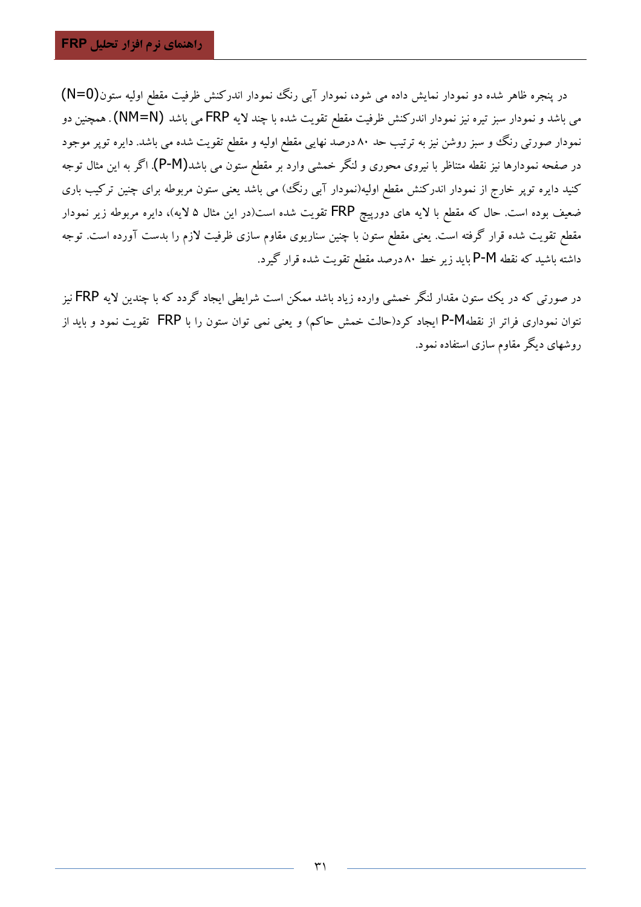در پنجره ظاهر شده دو نمودار نمایش داده می شود، نمودار آبی رنگ نمودار اندرکنش ظرفیت مقطع اولیه ستون(N=0) می باشد و نمودار سبز تیره نیز نمودار اندرکنش ظرفیت مقطع تقویت شده با چند لایه FRP می باشد (NM=N). همچنین دو نمودار صورتی رنگ و سبز روشن نیز به ترتیب حد ۸۰ درصد نهایی مقطع اولیه و مقطع تقویت شده می باشد. دایره توپر موجود در صفحه نمودارها نیز نقطه متناظر با نیروی محوری و لنگر خمشی وارد بر مقطع ستون می باشد(P-M). اگر به این مثال توجه کنید دایره توپر خارج از نمودار اندرکنش مقطع اولیه(نمودار آبی رنگ) می باشد یعنی ستون مربوطه برای چنین ترکیب باری ضعیف بوده است. حال که مقطع با لایه های دورپیچ FRP تقویت شده است(در این مثال ۵ لایه)، دایره مربوطه زیر نمودار مقطع تقویت شده قرار گرفته است. یعنی مقطع ستون با چنین سناریوی مقاوم سازی ظرفیت لازم را بدست آورده است. توجه داشته باشید که نقطه P-M باید زیر خط ۸۰ درصد مقطع تقویت شده قرار گیرد.

در صورتی که در یک ستون مقدار لنگر خمشی وارده زیاد باشد ممکن است شرایطی ایجاد گردد که با چندین لایه FRP نیز نتوان نموداری فراتر از نقطهP-M ایجاد کرد(حالت خمش حاکم) و یعنی نمی توان ستون را با FRP تقویت نمود و باید از روشهای دیگر مقاوم سازی استفاده نمود.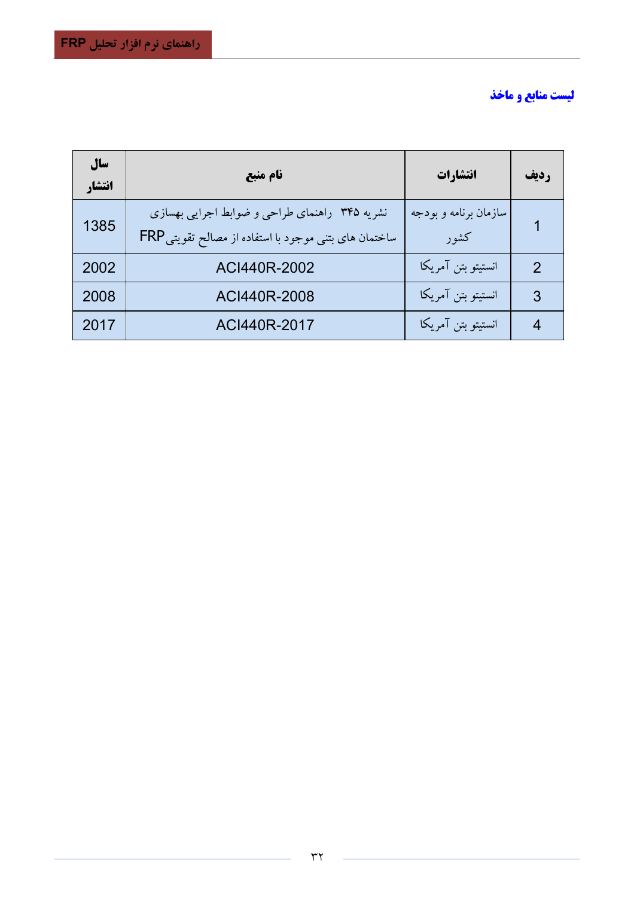## لیست منابع و ماخذ

| ردیف | انتشارات | نام منبع | سال انتشار |
|---|---|---|---|
| 1 | سازمان برنامه و بودجه کشور | نشریه ۳۴۵ راهنمای طراحی و ضوابط اجرایی بهسازی ساختمان های بتنی موجود با استفاده از مصالح تقویتی FRP | 1385 |
| 2 | انستیتو بتن آمریکا | ACI440R-2002 | 2002 |
| 3 | انستیتو بتن آمریکا | ACI440R-2008 | 2008 |
| 4 | انستیتو بتن آمریکا | ACI440R-2017 | 2017 |